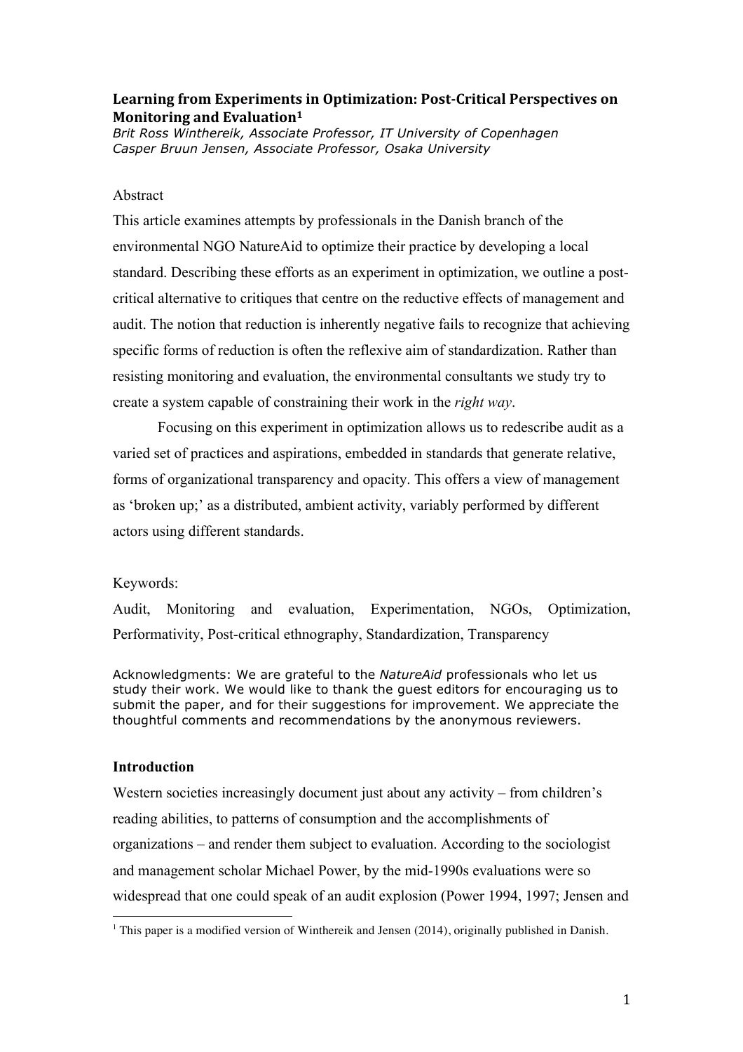# Learning from Experiments in Optimization: Post-Critical Perspectives on Monitoring and Evaluation[1]

*Brit Ross Winthereik, Associate Professor, IT University of Copenhagen*
*Casper Bruun Jensen, Associate Professor, Osaka University*

## Abstract

This article examines attempts by professionals in the Danish branch of the environmental NGO NatureAid to optimize their practice by developing a local standard. Describing these efforts as an experiment in optimization, we outline a post-critical alternative to critiques that centre on the reductive effects of management and audit. The notion that reduction is inherently negative fails to recognize that achieving specific forms of reduction is often the reflexive aim of standardization. Rather than resisting monitoring and evaluation, the environmental consultants we study try to create a system capable of constraining their work in the *right way*.

Focusing on this experiment in optimization allows us to redescribe audit as a varied set of practices and aspirations, embedded in standards that generate relative, forms of organizational transparency and opacity. This offers a view of management as 'broken up;' as a distributed, ambient activity, variably performed by different actors using different standards.

Keywords:

Audit, Monitoring and evaluation, Experimentation, NGOs, Optimization, Performativity, Post-critical ethnography, Standardization, Transparency

Acknowledgments: We are grateful to the *NatureAid* professionals who let us study their work. We would like to thank the guest editors for encouraging us to submit the paper, and for their suggestions for improvement. We appreciate the thoughtful comments and recommendations by the anonymous reviewers.

## Introduction

Western societies increasingly document just about any activity – from children's reading abilities, to patterns of consumption and the accomplishments of organizations – and render them subject to evaluation. According to the sociologist and management scholar Michael Power, by the mid-1990s evaluations were so widespread that one could speak of an audit explosion (Power 1994, 1997; Jensen and

[1] This paper is a modified version of Winthereik and Jensen (2014), originally published in Danish.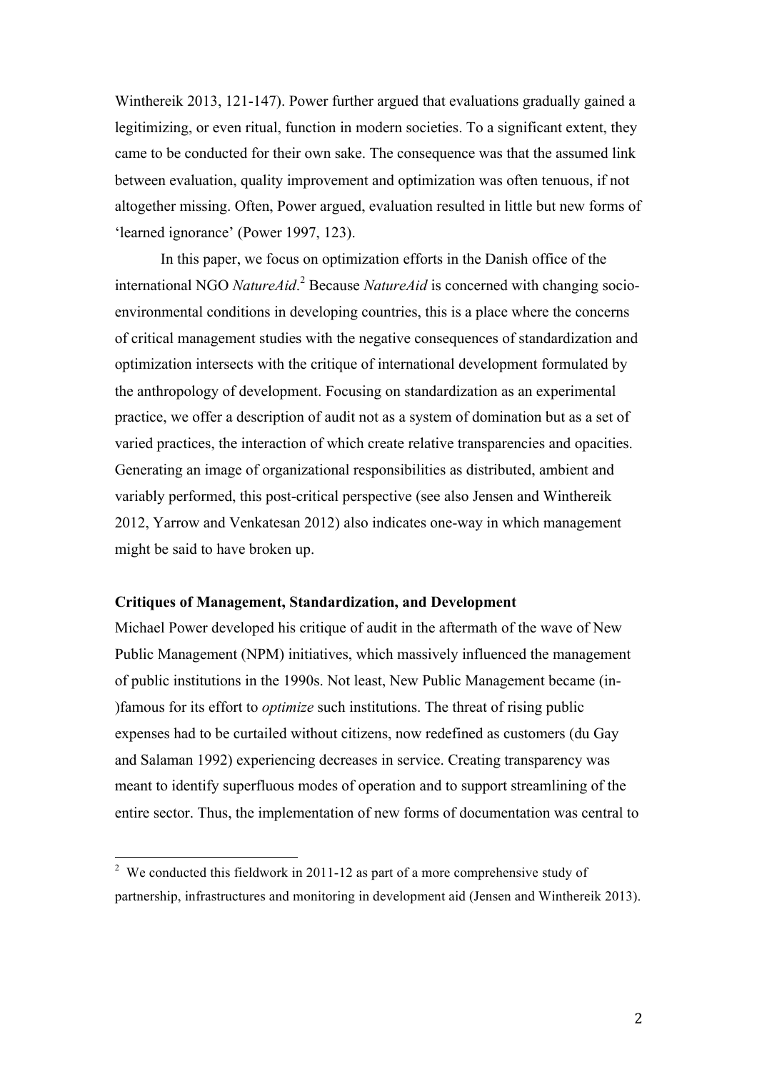Winthereik 2013, 121-147). Power further argued that evaluations gradually gained a legitimizing, or even ritual, function in modern societies. To a significant extent, they came to be conducted for their own sake. The consequence was that the assumed link between evaluation, quality improvement and optimization was often tenuous, if not altogether missing. Often, Power argued, evaluation resulted in little but new forms of 'learned ignorance' (Power 1997, 123).

In this paper, we focus on optimization efforts in the Danish office of the international NGO *NatureAid*.[2] Because *NatureAid* is concerned with changing socio-environmental conditions in developing countries, this is a place where the concerns of critical management studies with the negative consequences of standardization and optimization intersects with the critique of international development formulated by the anthropology of development. Focusing on standardization as an experimental practice, we offer a description of audit not as a system of domination but as a set of varied practices, the interaction of which create relative transparencies and opacities. Generating an image of organizational responsibilities as distributed, ambient and variably performed, this post-critical perspective (see also Jensen and Winthereik 2012, Yarrow and Venkatesan 2012) also indicates one-way in which management might be said to have broken up.

**Critiques of Management, Standardization, and Development**

Michael Power developed his critique of audit in the aftermath of the wave of New Public Management (NPM) initiatives, which massively influenced the management of public institutions in the 1990s. Not least, New Public Management became (in-)famous for its effort to *optimize* such institutions. The threat of rising public expenses had to be curtailed without citizens, now redefined as customers (du Gay and Salaman 1992) experiencing decreases in service. Creating transparency was meant to identify superfluous modes of operation and to support streamlining of the entire sector. Thus, the implementation of new forms of documentation was central to

---

[2] We conducted this fieldwork in 2011-12 as part of a more comprehensive study of partnership, infrastructures and monitoring in development aid (Jensen and Winthereik 2013).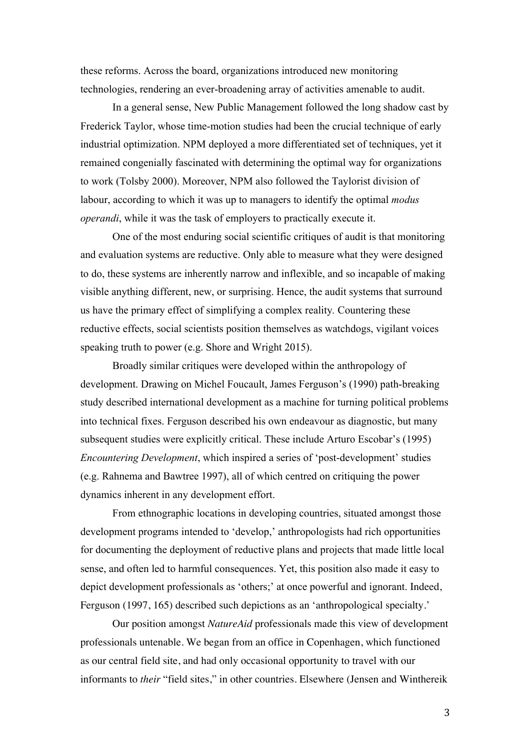these reforms. Across the board, organizations introduced new monitoring technologies, rendering an ever-broadening array of activities amenable to audit.

In a general sense, New Public Management followed the long shadow cast by Frederick Taylor, whose time-motion studies had been the crucial technique of early industrial optimization. NPM deployed a more differentiated set of techniques, yet it remained congenially fascinated with determining the optimal way for organizations to work (Tolsby 2000). Moreover, NPM also followed the Taylorist division of labour, according to which it was up to managers to identify the optimal *modus operandi*, while it was the task of employers to practically execute it.

One of the most enduring social scientific critiques of audit is that monitoring and evaluation systems are reductive. Only able to measure what they were designed to do, these systems are inherently narrow and inflexible, and so incapable of making visible anything different, new, or surprising. Hence, the audit systems that surround us have the primary effect of simplifying a complex reality. Countering these reductive effects, social scientists position themselves as watchdogs, vigilant voices speaking truth to power (e.g. Shore and Wright 2015).

Broadly similar critiques were developed within the anthropology of development. Drawing on Michel Foucault, James Ferguson's (1990) path-breaking study described international development as a machine for turning political problems into technical fixes. Ferguson described his own endeavour as diagnostic, but many subsequent studies were explicitly critical. These include Arturo Escobar's (1995) *Encountering Development*, which inspired a series of 'post-development' studies (e.g. Rahnema and Bawtree 1997), all of which centred on critiquing the power dynamics inherent in any development effort.

From ethnographic locations in developing countries, situated amongst those development programs intended to 'develop,' anthropologists had rich opportunities for documenting the deployment of reductive plans and projects that made little local sense, and often led to harmful consequences. Yet, this position also made it easy to depict development professionals as 'others;' at once powerful and ignorant. Indeed, Ferguson (1997, 165) described such depictions as an 'anthropological specialty.'

Our position amongst *NatureAid* professionals made this view of development professionals untenable. We began from an office in Copenhagen, which functioned as our central field site, and had only occasional opportunity to travel with our informants to *their* "field sites," in other countries. Elsewhere (Jensen and Winthereik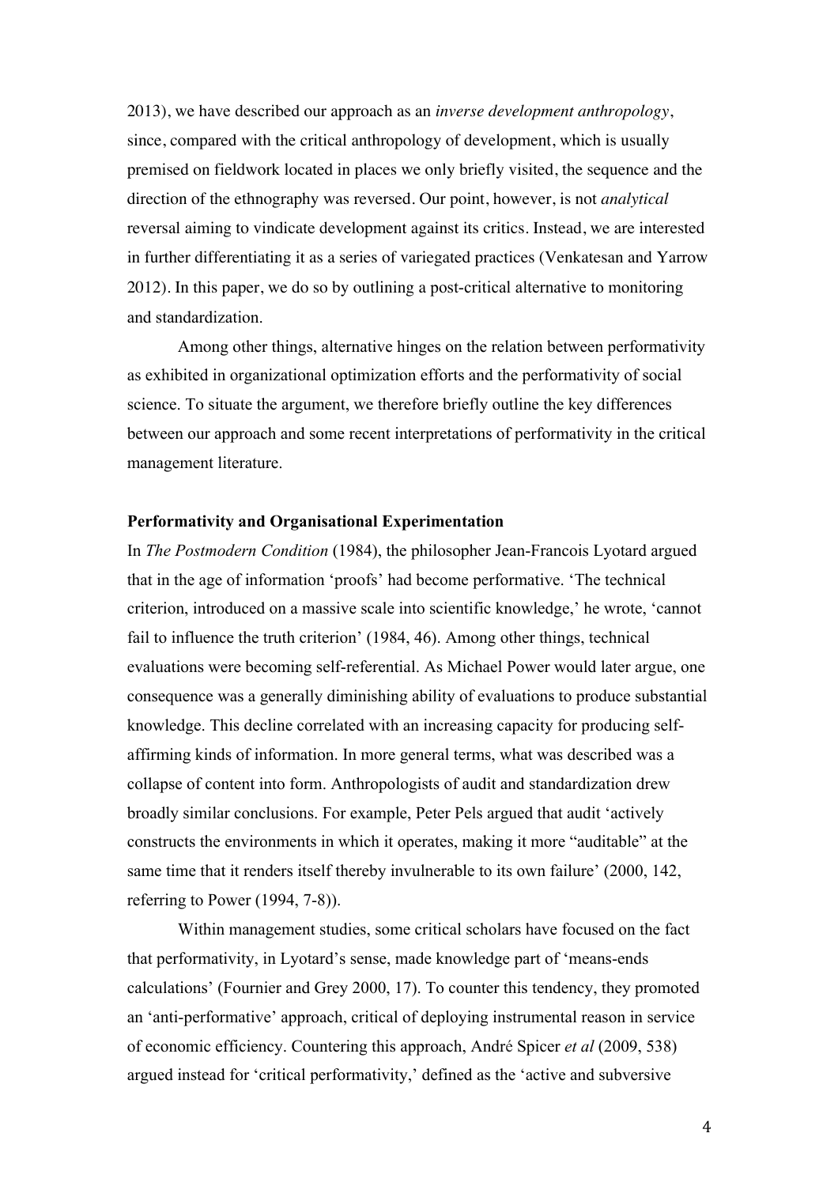2013), we have described our approach as an *inverse development anthropology*, since, compared with the critical anthropology of development, which is usually premised on fieldwork located in places we only briefly visited, the sequence and the direction of the ethnography was reversed. Our point, however, is not *analytical* reversal aiming to vindicate development against its critics. Instead, we are interested in further differentiating it as a series of variegated practices (Venkatesan and Yarrow 2012). In this paper, we do so by outlining a post-critical alternative to monitoring and standardization.

Among other things, alternative hinges on the relation between performativity as exhibited in organizational optimization efforts and the performativity of social science. To situate the argument, we therefore briefly outline the key differences between our approach and some recent interpretations of performativity in the critical management literature.

**Performativity and Organisational Experimentation**

In *The Postmodern Condition* (1984), the philosopher Jean-Francois Lyotard argued that in the age of information 'proofs' had become performative. 'The technical criterion, introduced on a massive scale into scientific knowledge,' he wrote, 'cannot fail to influence the truth criterion' (1984, 46). Among other things, technical evaluations were becoming self-referential. As Michael Power would later argue, one consequence was a generally diminishing ability of evaluations to produce substantial knowledge. This decline correlated with an increasing capacity for producing self-affirming kinds of information. In more general terms, what was described was a collapse of content into form. Anthropologists of audit and standardization drew broadly similar conclusions. For example, Peter Pels argued that audit 'actively constructs the environments in which it operates, making it more "auditable" at the same time that it renders itself thereby invulnerable to its own failure' (2000, 142, referring to Power (1994, 7-8)).

Within management studies, some critical scholars have focused on the fact that performativity, in Lyotard's sense, made knowledge part of 'means-ends calculations' (Fournier and Grey 2000, 17). To counter this tendency, they promoted an 'anti-performative' approach, critical of deploying instrumental reason in service of economic efficiency. Countering this approach, André Spicer *et al* (2009, 538) argued instead for 'critical performativity,' defined as the 'active and subversive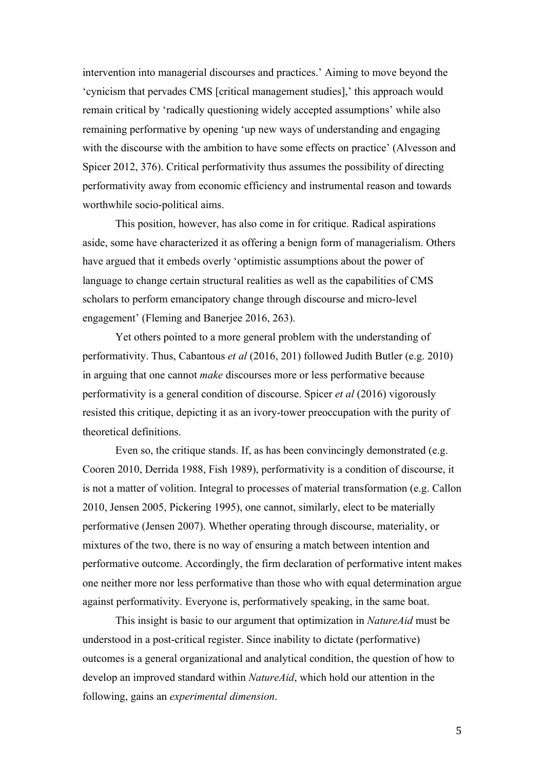intervention into managerial discourses and practices.' Aiming to move beyond the 'cynicism that pervades CMS [critical management studies],' this approach would remain critical by 'radically questioning widely accepted assumptions' while also remaining performative by opening 'up new ways of understanding and engaging with the discourse with the ambition to have some effects on practice' (Alvesson and Spicer 2012, 376). Critical performativity thus assumes the possibility of directing performativity away from economic efficiency and instrumental reason and towards worthwhile socio-political aims.

This position, however, has also come in for critique. Radical aspirations aside, some have characterized it as offering a benign form of managerialism. Others have argued that it embeds overly 'optimistic assumptions about the power of language to change certain structural realities as well as the capabilities of CMS scholars to perform emancipatory change through discourse and micro-level engagement' (Fleming and Banerjee 2016, 263).

Yet others pointed to a more general problem with the understanding of performativity. Thus, Cabantous *et al* (2016, 201) followed Judith Butler (e.g. 2010) in arguing that one cannot *make* discourses more or less performative because performativity is a general condition of discourse. Spicer *et al* (2016) vigorously resisted this critique, depicting it as an ivory-tower preoccupation with the purity of theoretical definitions.

Even so, the critique stands. If, as has been convincingly demonstrated (e.g. Cooren 2010, Derrida 1988, Fish 1989), performativity is a condition of discourse, it is not a matter of volition. Integral to processes of material transformation (e.g. Callon 2010, Jensen 2005, Pickering 1995), one cannot, similarly, elect to be materially performative (Jensen 2007). Whether operating through discourse, materiality, or mixtures of the two, there is no way of ensuring a match between intention and performative outcome. Accordingly, the firm declaration of performative intent makes one neither more nor less performative than those who with equal determination argue against performativity. Everyone is, performatively speaking, in the same boat.

This insight is basic to our argument that optimization in *NatureAid* must be understood in a post-critical register. Since inability to dictate (performative) outcomes is a general organizational and analytical condition, the question of how to develop an improved standard within *NatureAid*, which hold our attention in the following, gains an *experimental dimension*.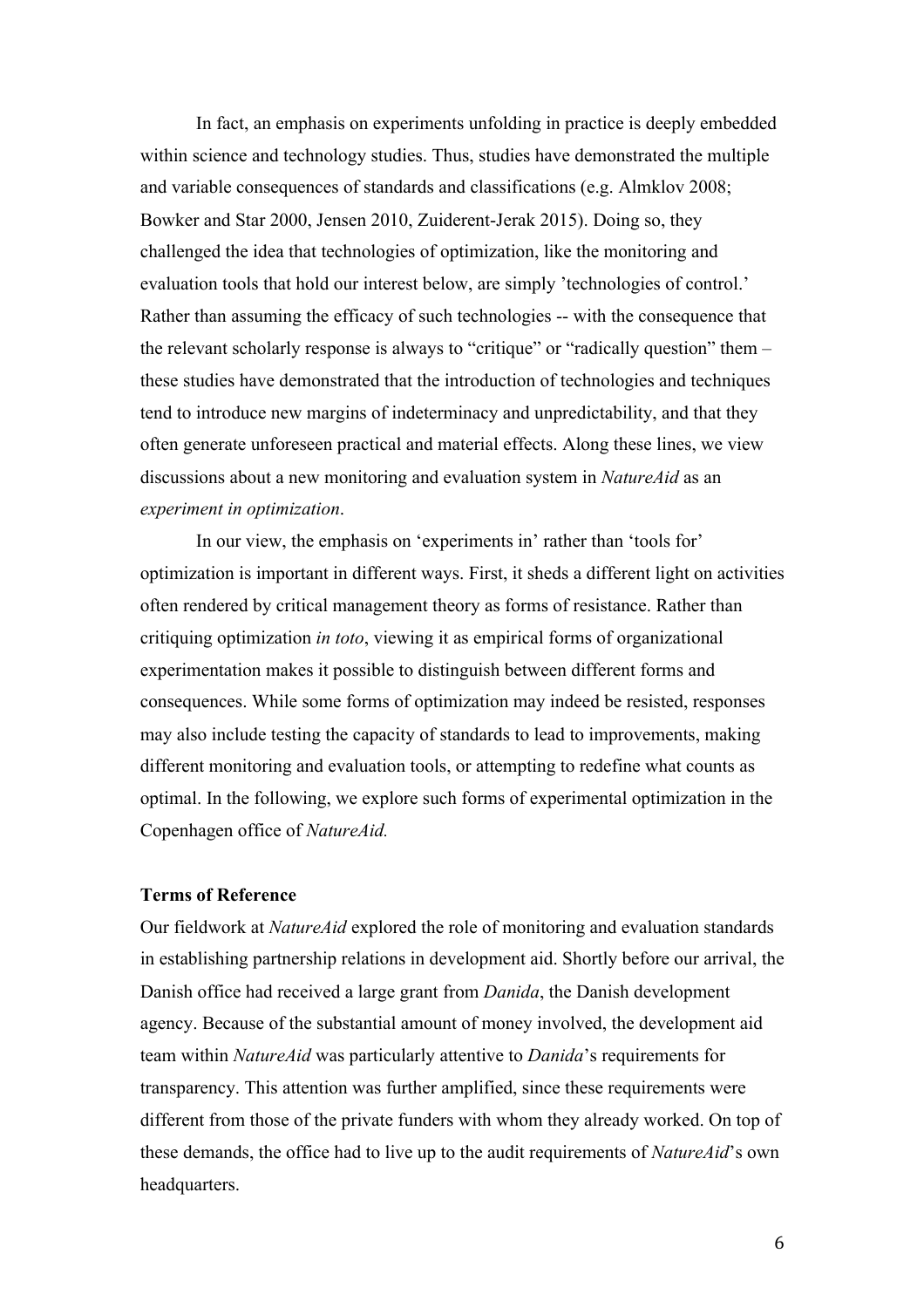In fact, an emphasis on experiments unfolding in practice is deeply embedded within science and technology studies. Thus, studies have demonstrated the multiple and variable consequences of standards and classifications (e.g. Almklov 2008; Bowker and Star 2000, Jensen 2010, Zuiderent-Jerak 2015). Doing so, they challenged the idea that technologies of optimization, like the monitoring and evaluation tools that hold our interest below, are simply 'technologies of control.' Rather than assuming the efficacy of such technologies -- with the consequence that the relevant scholarly response is always to "critique" or "radically question" them – these studies have demonstrated that the introduction of technologies and techniques tend to introduce new margins of indeterminacy and unpredictability, and that they often generate unforeseen practical and material effects. Along these lines, we view discussions about a new monitoring and evaluation system in *NatureAid* as an *experiment in optimization*.

In our view, the emphasis on 'experiments in' rather than 'tools for' optimization is important in different ways. First, it sheds a different light on activities often rendered by critical management theory as forms of resistance. Rather than critiquing optimization *in toto*, viewing it as empirical forms of organizational experimentation makes it possible to distinguish between different forms and consequences. While some forms of optimization may indeed be resisted, responses may also include testing the capacity of standards to lead to improvements, making different monitoring and evaluation tools, or attempting to redefine what counts as optimal. In the following, we explore such forms of experimental optimization in the Copenhagen office of *NatureAid.*

**Terms of Reference**

Our fieldwork at *NatureAid* explored the role of monitoring and evaluation standards in establishing partnership relations in development aid. Shortly before our arrival, the Danish office had received a large grant from *Danida*, the Danish development agency. Because of the substantial amount of money involved, the development aid team within *NatureAid* was particularly attentive to *Danida*'s requirements for transparency. This attention was further amplified, since these requirements were different from those of the private funders with whom they already worked. On top of these demands, the office had to live up to the audit requirements of *NatureAid*'s own headquarters.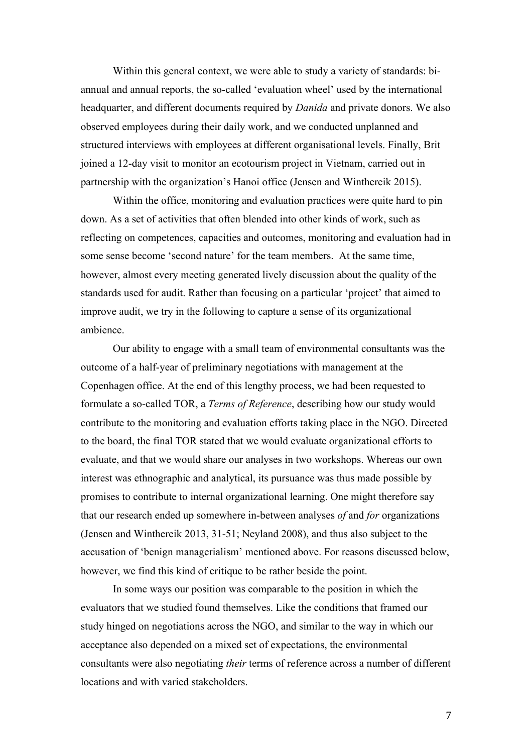Within this general context, we were able to study a variety of standards: bi-annual and annual reports, the so-called 'evaluation wheel' used by the international headquarter, and different documents required by *Danida* and private donors. We also observed employees during their daily work, and we conducted unplanned and structured interviews with employees at different organisational levels. Finally, Brit joined a 12-day visit to monitor an ecotourism project in Vietnam, carried out in partnership with the organization's Hanoi office (Jensen and Winthereik 2015).

Within the office, monitoring and evaluation practices were quite hard to pin down. As a set of activities that often blended into other kinds of work, such as reflecting on competences, capacities and outcomes, monitoring and evaluation had in some sense become 'second nature' for the team members. At the same time, however, almost every meeting generated lively discussion about the quality of the standards used for audit. Rather than focusing on a particular 'project' that aimed to improve audit, we try in the following to capture a sense of its organizational ambience.

Our ability to engage with a small team of environmental consultants was the outcome of a half-year of preliminary negotiations with management at the Copenhagen office. At the end of this lengthy process, we had been requested to formulate a so-called TOR, a *Terms of Reference*, describing how our study would contribute to the monitoring and evaluation efforts taking place in the NGO. Directed to the board, the final TOR stated that we would evaluate organizational efforts to evaluate, and that we would share our analyses in two workshops. Whereas our own interest was ethnographic and analytical, its pursuance was thus made possible by promises to contribute to internal organizational learning. One might therefore say that our research ended up somewhere in-between analyses *of* and *for* organizations (Jensen and Winthereik 2013, 31-51; Neyland 2008), and thus also subject to the accusation of 'benign managerialism' mentioned above. For reasons discussed below, however, we find this kind of critique to be rather beside the point.

In some ways our position was comparable to the position in which the evaluators that we studied found themselves. Like the conditions that framed our study hinged on negotiations across the NGO, and similar to the way in which our acceptance also depended on a mixed set of expectations, the environmental consultants were also negotiating *their* terms of reference across a number of different locations and with varied stakeholders.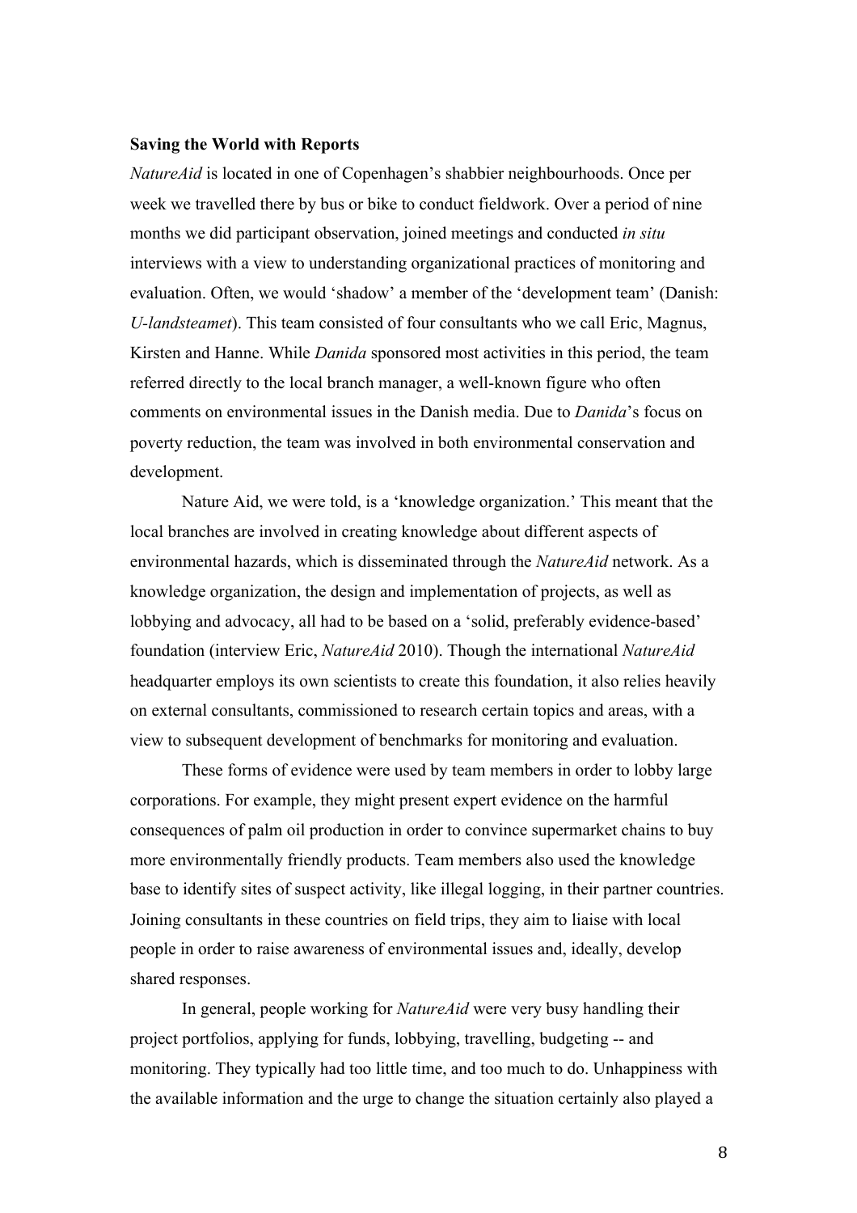**Saving the World with Reports**

*NatureAid* is located in one of Copenhagen's shabbier neighbourhoods. Once per week we travelled there by bus or bike to conduct fieldwork. Over a period of nine months we did participant observation, joined meetings and conducted *in situ* interviews with a view to understanding organizational practices of monitoring and evaluation. Often, we would 'shadow' a member of the 'development team' (Danish: *U-landsteamet*). This team consisted of four consultants who we call Eric, Magnus, Kirsten and Hanne. While *Danida* sponsored most activities in this period, the team referred directly to the local branch manager, a well-known figure who often comments on environmental issues in the Danish media. Due to *Danida*'s focus on poverty reduction, the team was involved in both environmental conservation and development.

Nature Aid, we were told, is a 'knowledge organization.' This meant that the local branches are involved in creating knowledge about different aspects of environmental hazards, which is disseminated through the *NatureAid* network. As a knowledge organization, the design and implementation of projects, as well as lobbying and advocacy, all had to be based on a 'solid, preferably evidence-based' foundation (interview Eric, *NatureAid* 2010). Though the international *NatureAid* headquarter employs its own scientists to create this foundation, it also relies heavily on external consultants, commissioned to research certain topics and areas, with a view to subsequent development of benchmarks for monitoring and evaluation.

These forms of evidence were used by team members in order to lobby large corporations. For example, they might present expert evidence on the harmful consequences of palm oil production in order to convince supermarket chains to buy more environmentally friendly products. Team members also used the knowledge base to identify sites of suspect activity, like illegal logging, in their partner countries. Joining consultants in these countries on field trips, they aim to liaise with local people in order to raise awareness of environmental issues and, ideally, develop shared responses.

In general, people working for *NatureAid* were very busy handling their project portfolios, applying for funds, lobbying, travelling, budgeting -- and monitoring. They typically had too little time, and too much to do. Unhappiness with the available information and the urge to change the situation certainly also played a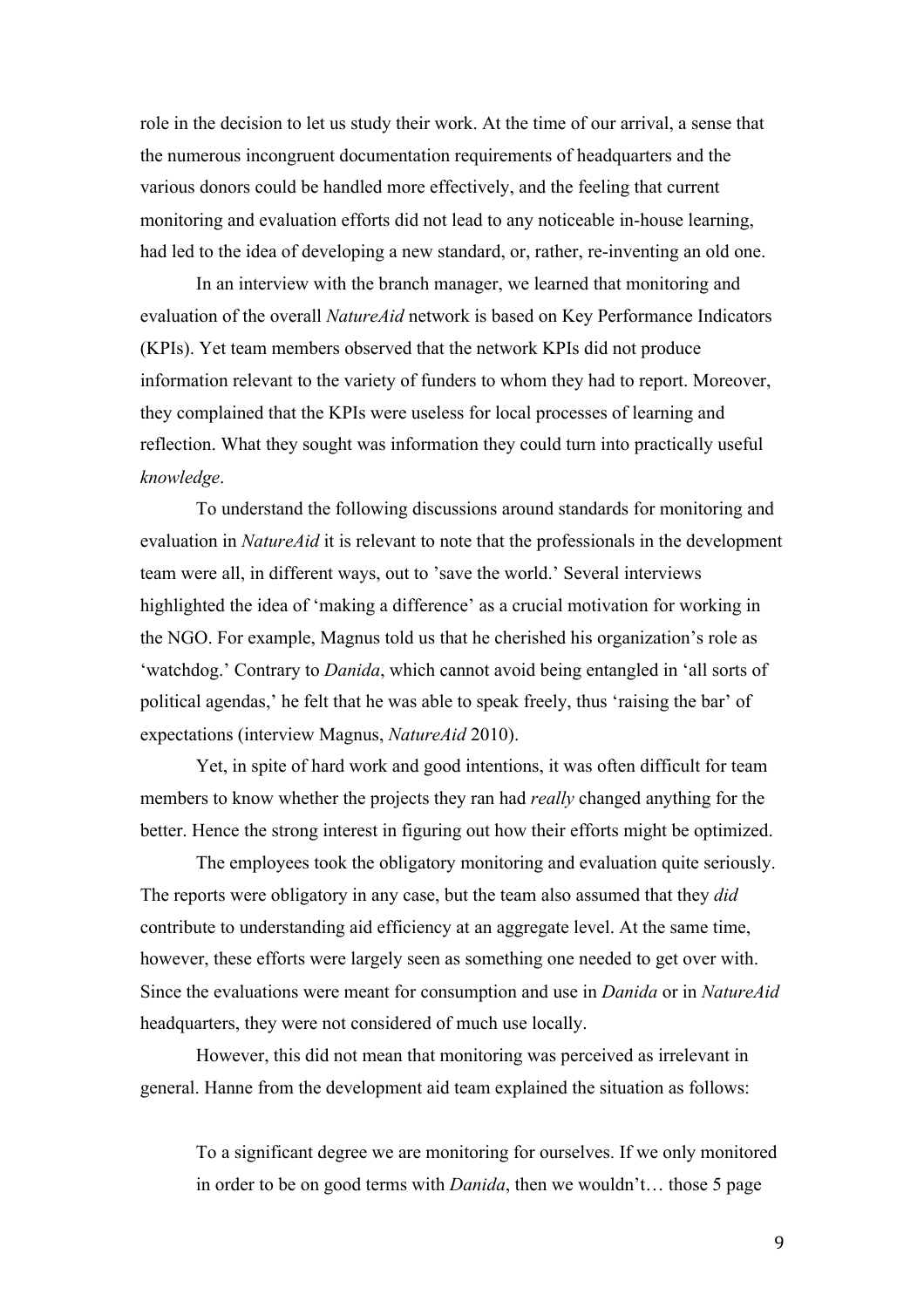role in the decision to let us study their work. At the time of our arrival, a sense that the numerous incongruent documentation requirements of headquarters and the various donors could be handled more effectively, and the feeling that current monitoring and evaluation efforts did not lead to any noticeable in-house learning, had led to the idea of developing a new standard, or, rather, re-inventing an old one.

In an interview with the branch manager, we learned that monitoring and evaluation of the overall *NatureAid* network is based on Key Performance Indicators (KPIs). Yet team members observed that the network KPIs did not produce information relevant to the variety of funders to whom they had to report. Moreover, they complained that the KPIs were useless for local processes of learning and reflection. What they sought was information they could turn into practically useful *knowledge*.

To understand the following discussions around standards for monitoring and evaluation in *NatureAid* it is relevant to note that the professionals in the development team were all, in different ways, out to 'save the world.' Several interviews highlighted the idea of 'making a difference' as a crucial motivation for working in the NGO. For example, Magnus told us that he cherished his organization's role as 'watchdog.' Contrary to *Danida*, which cannot avoid being entangled in 'all sorts of political agendas,' he felt that he was able to speak freely, thus 'raising the bar' of expectations (interview Magnus, *NatureAid* 2010).

Yet, in spite of hard work and good intentions, it was often difficult for team members to know whether the projects they ran had *really* changed anything for the better. Hence the strong interest in figuring out how their efforts might be optimized.

The employees took the obligatory monitoring and evaluation quite seriously. The reports were obligatory in any case, but the team also assumed that they *did* contribute to understanding aid efficiency at an aggregate level. At the same time, however, these efforts were largely seen as something one needed to get over with. Since the evaluations were meant for consumption and use in *Danida* or in *NatureAid* headquarters, they were not considered of much use locally.

However, this did not mean that monitoring was perceived as irrelevant in general. Hanne from the development aid team explained the situation as follows:

> To a significant degree we are monitoring for ourselves. If we only monitored in order to be on good terms with *Danida*, then we wouldn't… those 5 page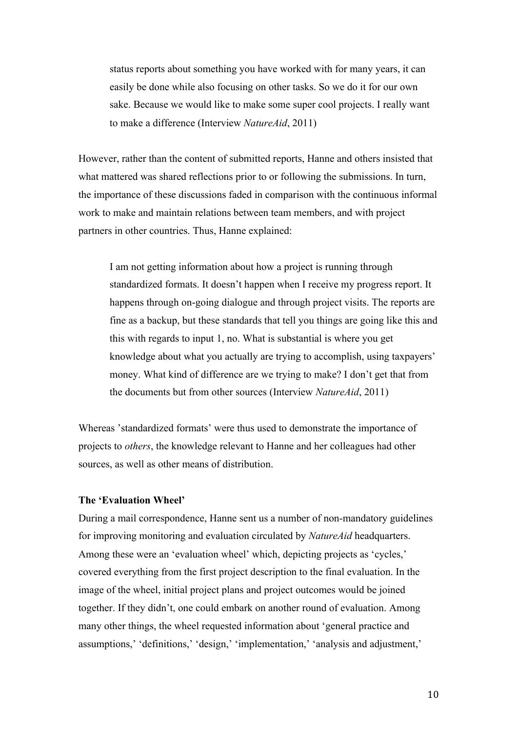> status reports about something you have worked with for many years, it can easily be done while also focusing on other tasks. So we do it for our own sake. Because we would like to make some super cool projects. I really want to make a difference (Interview *NatureAid*, 2011)

However, rather than the content of submitted reports, Hanne and others insisted that what mattered was shared reflections prior to or following the submissions. In turn, the importance of these discussions faded in comparison with the continuous informal work to make and maintain relations between team members, and with project partners in other countries. Thus, Hanne explained:

> I am not getting information about how a project is running through standardized formats. It doesn't happen when I receive my progress report. It happens through on-going dialogue and through project visits. The reports are fine as a backup, but these standards that tell you things are going like this and this with regards to input 1, no. What is substantial is where you get knowledge about what you actually are trying to accomplish, using taxpayers' money. What kind of difference are we trying to make? I don't get that from the documents but from other sources (Interview *NatureAid*, 2011)

Whereas 'standardized formats' were thus used to demonstrate the importance of projects to *others*, the knowledge relevant to Hanne and her colleagues had other sources, as well as other means of distribution.

**The 'Evaluation Wheel'**

During a mail correspondence, Hanne sent us a number of non-mandatory guidelines for improving monitoring and evaluation circulated by *NatureAid* headquarters. Among these were an 'evaluation wheel' which, depicting projects as 'cycles,' covered everything from the first project description to the final evaluation. In the image of the wheel, initial project plans and project outcomes would be joined together. If they didn't, one could embark on another round of evaluation. Among many other things, the wheel requested information about 'general practice and assumptions,' 'definitions,' 'design,' 'implementation,' 'analysis and adjustment,'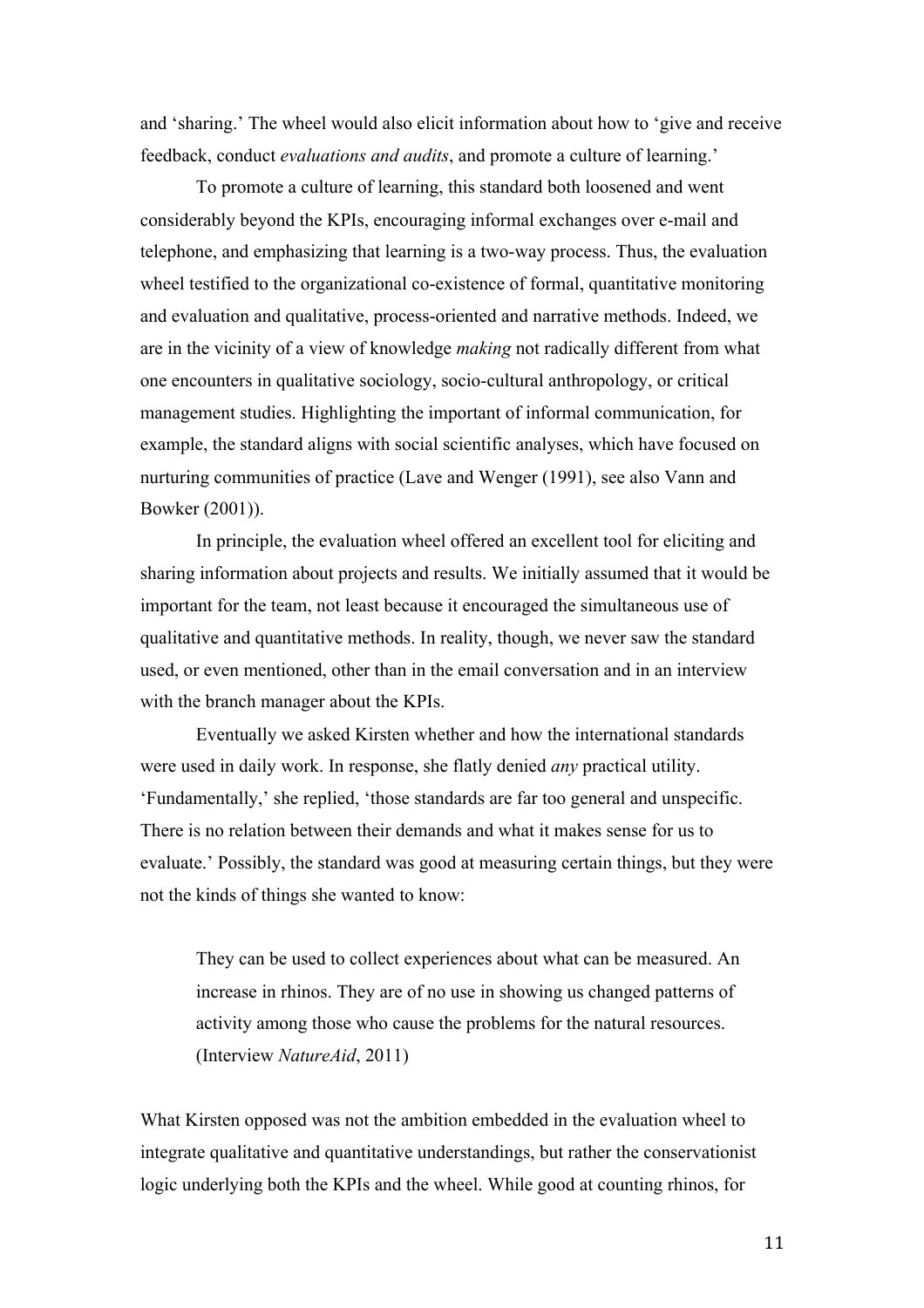and 'sharing.' The wheel would also elicit information about how to 'give and receive feedback, conduct *evaluations and audits*, and promote a culture of learning.'

To promote a culture of learning, this standard both loosened and went considerably beyond the KPIs, encouraging informal exchanges over e-mail and telephone, and emphasizing that learning is a two-way process. Thus, the evaluation wheel testified to the organizational co-existence of formal, quantitative monitoring and evaluation and qualitative, process-oriented and narrative methods. Indeed, we are in the vicinity of a view of knowledge *making* not radically different from what one encounters in qualitative sociology, socio-cultural anthropology, or critical management studies. Highlighting the important of informal communication, for example, the standard aligns with social scientific analyses, which have focused on nurturing communities of practice (Lave and Wenger (1991), see also Vann and Bowker (2001)).

In principle, the evaluation wheel offered an excellent tool for eliciting and sharing information about projects and results. We initially assumed that it would be important for the team, not least because it encouraged the simultaneous use of qualitative and quantitative methods. In reality, though, we never saw the standard used, or even mentioned, other than in the email conversation and in an interview with the branch manager about the KPIs.

Eventually we asked Kirsten whether and how the international standards were used in daily work. In response, she flatly denied *any* practical utility. 'Fundamentally,' she replied, 'those standards are far too general and unspecific. There is no relation between their demands and what it makes sense for us to evaluate.' Possibly, the standard was good at measuring certain things, but they were not the kinds of things she wanted to know:

> They can be used to collect experiences about what can be measured. An increase in rhinos. They are of no use in showing us changed patterns of activity among those who cause the problems for the natural resources. (Interview *NatureAid*, 2011)

What Kirsten opposed was not the ambition embedded in the evaluation wheel to integrate qualitative and quantitative understandings, but rather the conservationist logic underlying both the KPIs and the wheel. While good at counting rhinos, for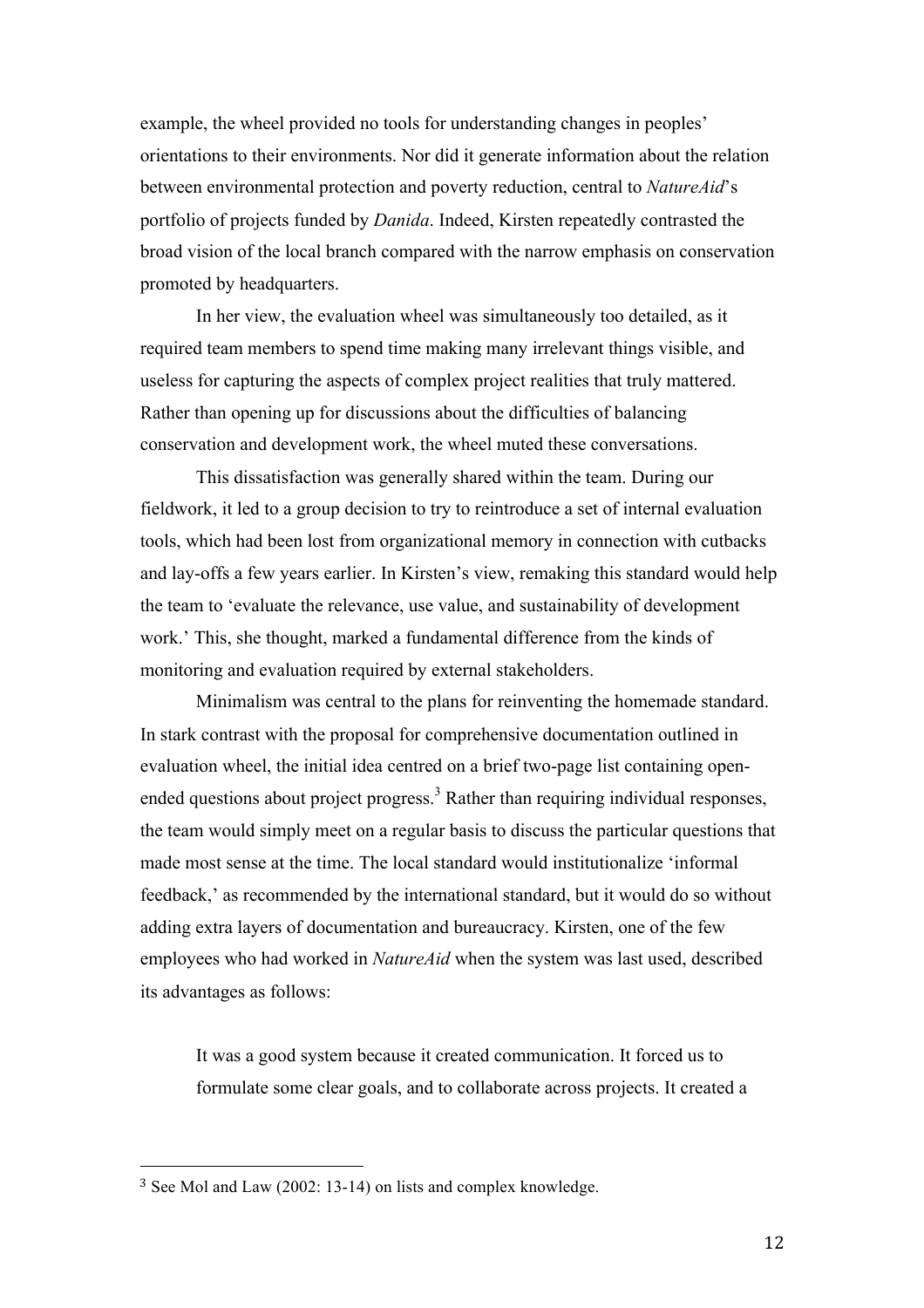example, the wheel provided no tools for understanding changes in peoples' orientations to their environments. Nor did it generate information about the relation between environmental protection and poverty reduction, central to *NatureAid*'s portfolio of projects funded by *Danida*. Indeed, Kirsten repeatedly contrasted the broad vision of the local branch compared with the narrow emphasis on conservation promoted by headquarters.

In her view, the evaluation wheel was simultaneously too detailed, as it required team members to spend time making many irrelevant things visible, and useless for capturing the aspects of complex project realities that truly mattered. Rather than opening up for discussions about the difficulties of balancing conservation and development work, the wheel muted these conversations.

This dissatisfaction was generally shared within the team. During our fieldwork, it led to a group decision to try to reintroduce a set of internal evaluation tools, which had been lost from organizational memory in connection with cutbacks and lay-offs a few years earlier. In Kirsten's view, remaking this standard would help the team to 'evaluate the relevance, use value, and sustainability of development work.' This, she thought, marked a fundamental difference from the kinds of monitoring and evaluation required by external stakeholders.

Minimalism was central to the plans for reinventing the homemade standard. In stark contrast with the proposal for comprehensive documentation outlined in evaluation wheel, the initial idea centred on a brief two-page list containing open-ended questions about project progress.[3] Rather than requiring individual responses, the team would simply meet on a regular basis to discuss the particular questions that made most sense at the time. The local standard would institutionalize 'informal feedback,' as recommended by the international standard, but it would do so without adding extra layers of documentation and bureaucracy. Kirsten, one of the few employees who had worked in *NatureAid* when the system was last used, described its advantages as follows:

> It was a good system because it created communication. It forced us to formulate some clear goals, and to collaborate across projects. It created a

[3] See Mol and Law (2002: 13-14) on lists and complex knowledge.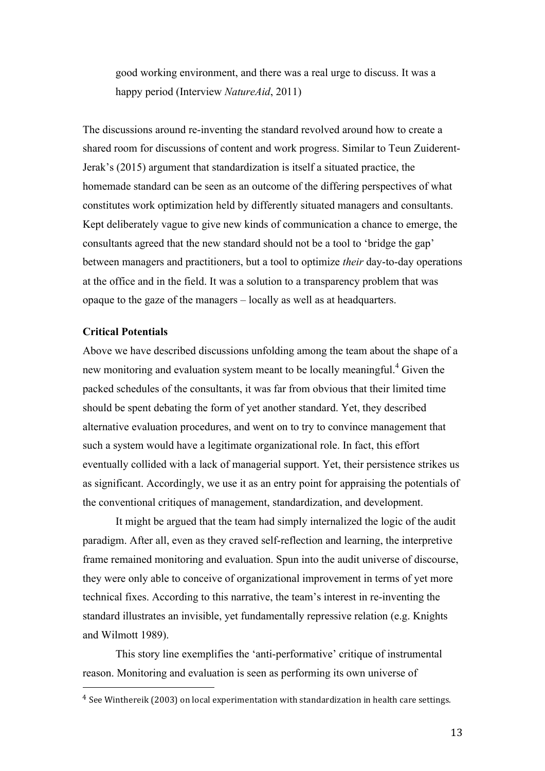> good working environment, and there was a real urge to discuss. It was a happy period (Interview *NatureAid*, 2011)

The discussions around re-inventing the standard revolved around how to create a shared room for discussions of content and work progress. Similar to Teun Zuiderent-Jerak's (2015) argument that standardization is itself a situated practice, the homemade standard can be seen as an outcome of the differing perspectives of what constitutes work optimization held by differently situated managers and consultants. Kept deliberately vague to give new kinds of communication a chance to emerge, the consultants agreed that the new standard should not be a tool to 'bridge the gap' between managers and practitioners, but a tool to optimize *their* day-to-day operations at the office and in the field. It was a solution to a transparency problem that was opaque to the gaze of the managers – locally as well as at headquarters.

**Critical Potentials**

Above we have described discussions unfolding among the team about the shape of a new monitoring and evaluation system meant to be locally meaningful.[4] Given the packed schedules of the consultants, it was far from obvious that their limited time should be spent debating the form of yet another standard. Yet, they described alternative evaluation procedures, and went on to try to convince management that such a system would have a legitimate organizational role. In fact, this effort eventually collided with a lack of managerial support. Yet, their persistence strikes us as significant. Accordingly, we use it as an entry point for appraising the potentials of the conventional critiques of management, standardization, and development.

It might be argued that the team had simply internalized the logic of the audit paradigm. After all, even as they craved self-reflection and learning, the interpretive frame remained monitoring and evaluation. Spun into the audit universe of discourse, they were only able to conceive of organizational improvement in terms of yet more technical fixes. According to this narrative, the team's interest in re-inventing the standard illustrates an invisible, yet fundamentally repressive relation (e.g. Knights and Wilmott 1989).

This story line exemplifies the 'anti-performative' critique of instrumental reason. Monitoring and evaluation is seen as performing its own universe of

[4] See Winthereik (2003) on local experimentation with standardization in health care settings.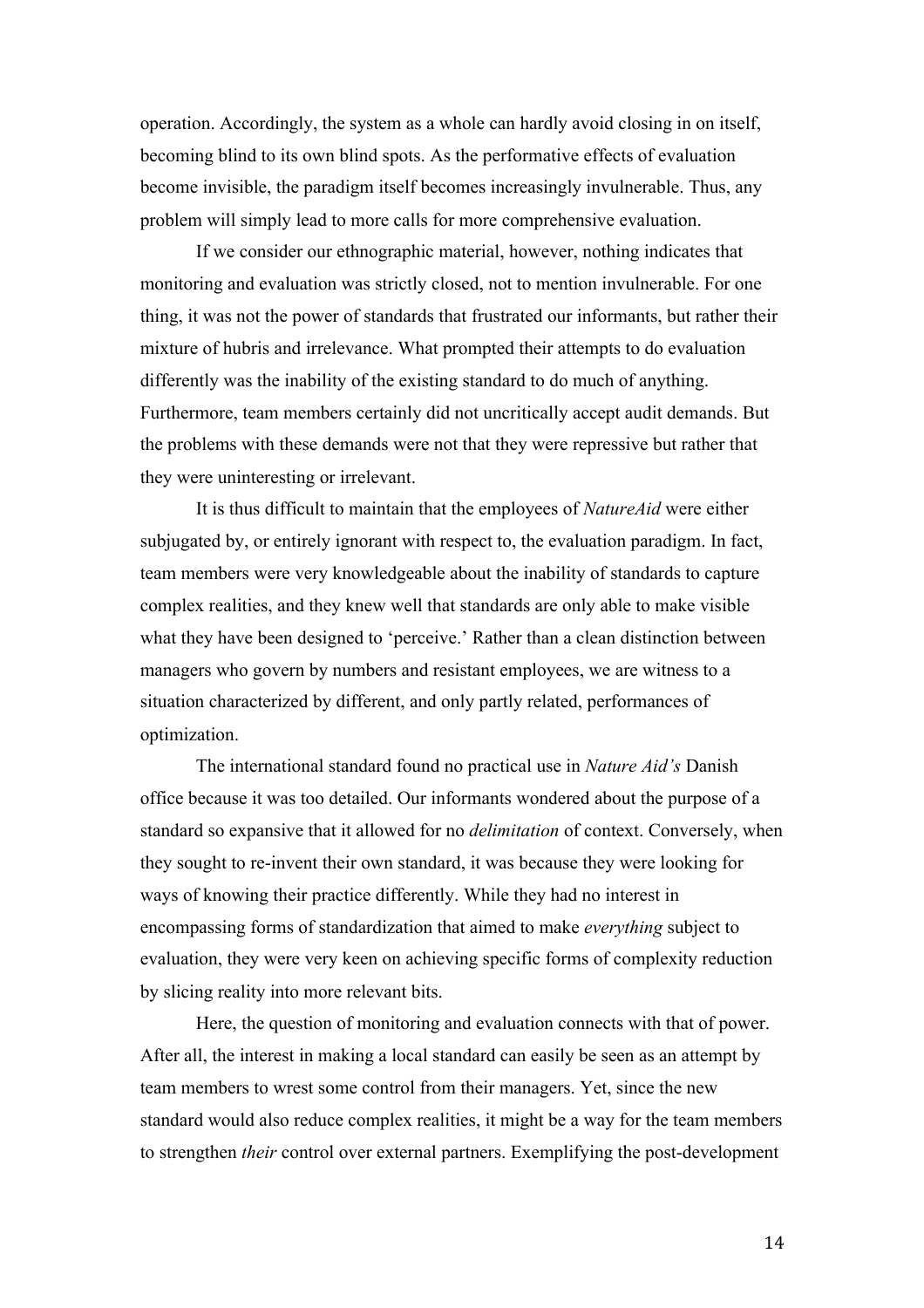operation. Accordingly, the system as a whole can hardly avoid closing in on itself, becoming blind to its own blind spots. As the performative effects of evaluation become invisible, the paradigm itself becomes increasingly invulnerable. Thus, any problem will simply lead to more calls for more comprehensive evaluation.

If we consider our ethnographic material, however, nothing indicates that monitoring and evaluation was strictly closed, not to mention invulnerable. For one thing, it was not the power of standards that frustrated our informants, but rather their mixture of hubris and irrelevance. What prompted their attempts to do evaluation differently was the inability of the existing standard to do much of anything. Furthermore, team members certainly did not uncritically accept audit demands. But the problems with these demands were not that they were repressive but rather that they were uninteresting or irrelevant.

It is thus difficult to maintain that the employees of *NatureAid* were either subjugated by, or entirely ignorant with respect to, the evaluation paradigm. In fact, team members were very knowledgeable about the inability of standards to capture complex realities, and they knew well that standards are only able to make visible what they have been designed to 'perceive.' Rather than a clean distinction between managers who govern by numbers and resistant employees, we are witness to a situation characterized by different, and only partly related, performances of optimization.

The international standard found no practical use in *Nature Aid's* Danish office because it was too detailed. Our informants wondered about the purpose of a standard so expansive that it allowed for no *delimitation* of context. Conversely, when they sought to re-invent their own standard, it was because they were looking for ways of knowing their practice differently. While they had no interest in encompassing forms of standardization that aimed to make *everything* subject to evaluation, they were very keen on achieving specific forms of complexity reduction by slicing reality into more relevant bits.

Here, the question of monitoring and evaluation connects with that of power. After all, the interest in making a local standard can easily be seen as an attempt by team members to wrest some control from their managers. Yet, since the new standard would also reduce complex realities, it might be a way for the team members to strengthen *their* control over external partners. Exemplifying the post-development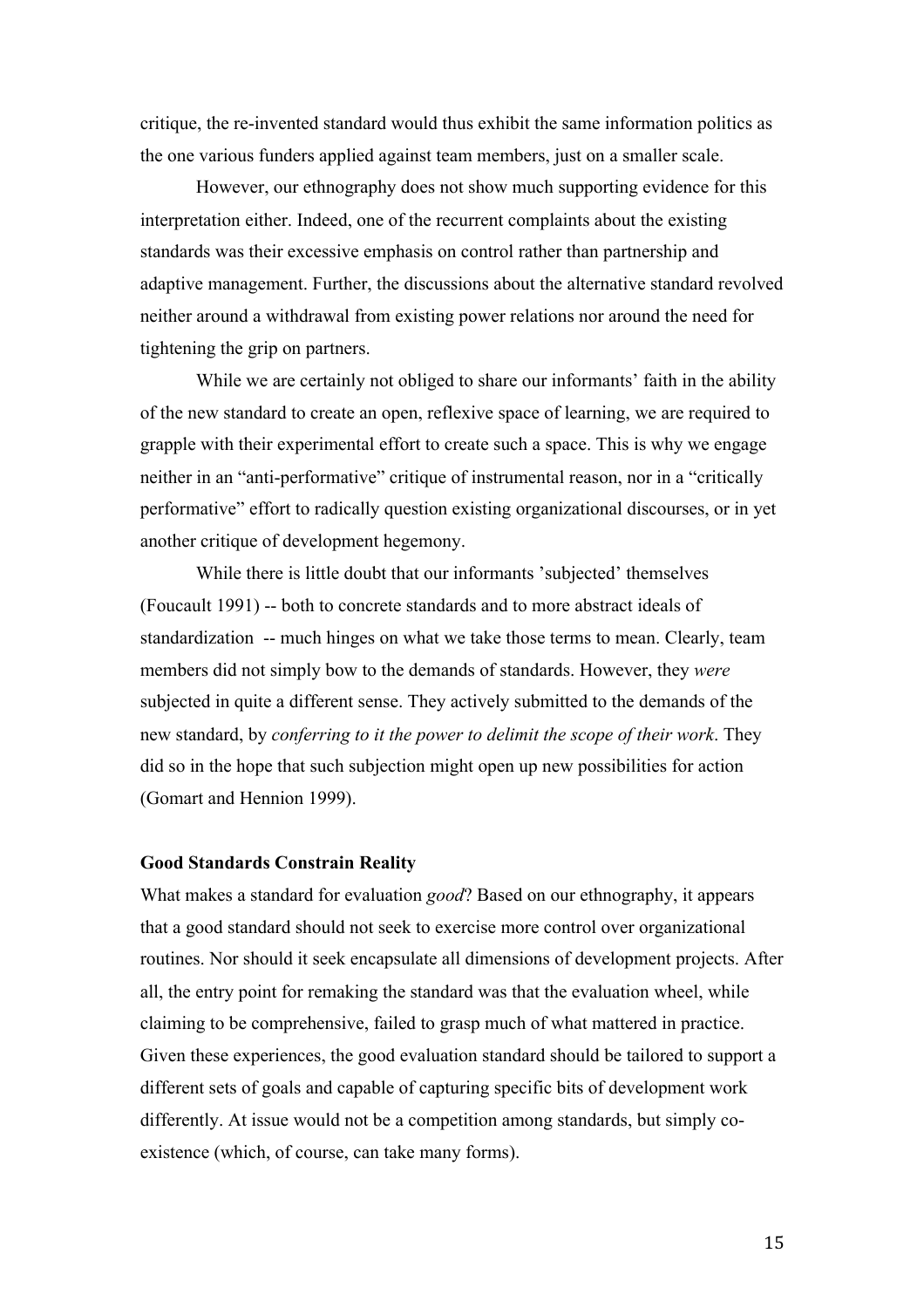critique, the re-invented standard would thus exhibit the same information politics as the one various funders applied against team members, just on a smaller scale.

However, our ethnography does not show much supporting evidence for this interpretation either. Indeed, one of the recurrent complaints about the existing standards was their excessive emphasis on control rather than partnership and adaptive management. Further, the discussions about the alternative standard revolved neither around a withdrawal from existing power relations nor around the need for tightening the grip on partners.

While we are certainly not obliged to share our informants' faith in the ability of the new standard to create an open, reflexive space of learning, we are required to grapple with their experimental effort to create such a space. This is why we engage neither in an "anti-performative" critique of instrumental reason, nor in a "critically performative" effort to radically question existing organizational discourses, or in yet another critique of development hegemony.

While there is little doubt that our informants 'subjected' themselves (Foucault 1991) -- both to concrete standards and to more abstract ideals of standardization -- much hinges on what we take those terms to mean. Clearly, team members did not simply bow to the demands of standards. However, they *were* subjected in quite a different sense. They actively submitted to the demands of the new standard, by *conferring to it the power to delimit the scope of their work*. They did so in the hope that such subjection might open up new possibilities for action (Gomart and Hennion 1999).

**Good Standards Constrain Reality**

What makes a standard for evaluation *good*? Based on our ethnography, it appears that a good standard should not seek to exercise more control over organizational routines. Nor should it seek encapsulate all dimensions of development projects. After all, the entry point for remaking the standard was that the evaluation wheel, while claiming to be comprehensive, failed to grasp much of what mattered in practice. Given these experiences, the good evaluation standard should be tailored to support a different sets of goals and capable of capturing specific bits of development work differently. At issue would not be a competition among standards, but simply co-existence (which, of course, can take many forms).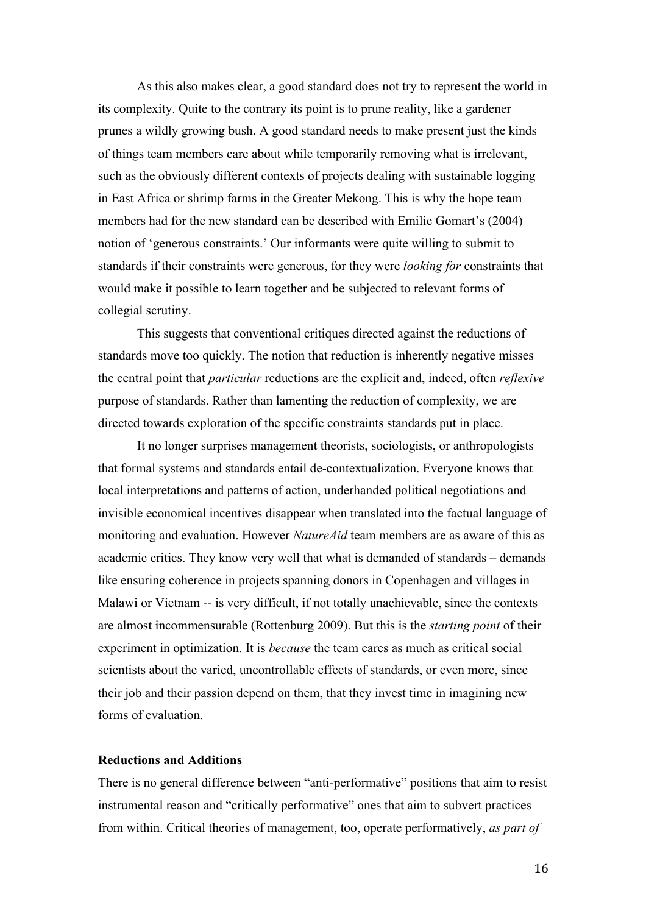As this also makes clear, a good standard does not try to represent the world in its complexity. Quite to the contrary its point is to prune reality, like a gardener prunes a wildly growing bush. A good standard needs to make present just the kinds of things team members care about while temporarily removing what is irrelevant, such as the obviously different contexts of projects dealing with sustainable logging in East Africa or shrimp farms in the Greater Mekong. This is why the hope team members had for the new standard can be described with Emilie Gomart's (2004) notion of 'generous constraints.' Our informants were quite willing to submit to standards if their constraints were generous, for they were *looking for* constraints that would make it possible to learn together and be subjected to relevant forms of collegial scrutiny.

This suggests that conventional critiques directed against the reductions of standards move too quickly. The notion that reduction is inherently negative misses the central point that *particular* reductions are the explicit and, indeed, often *reflexive* purpose of standards. Rather than lamenting the reduction of complexity, we are directed towards exploration of the specific constraints standards put in place.

It no longer surprises management theorists, sociologists, or anthropologists that formal systems and standards entail de-contextualization. Everyone knows that local interpretations and patterns of action, underhanded political negotiations and invisible economical incentives disappear when translated into the factual language of monitoring and evaluation. However *NatureAid* team members are as aware of this as academic critics. They know very well that what is demanded of standards – demands like ensuring coherence in projects spanning donors in Copenhagen and villages in Malawi or Vietnam -- is very difficult, if not totally unachievable, since the contexts are almost incommensurable (Rottenburg 2009). But this is the *starting point* of their experiment in optimization. It is *because* the team cares as much as critical social scientists about the varied, uncontrollable effects of standards, or even more, since their job and their passion depend on them, that they invest time in imagining new forms of evaluation.

**Reductions and Additions**

There is no general difference between "anti-performative" positions that aim to resist instrumental reason and "critically performative" ones that aim to subvert practices from within. Critical theories of management, too, operate performatively, *as part of*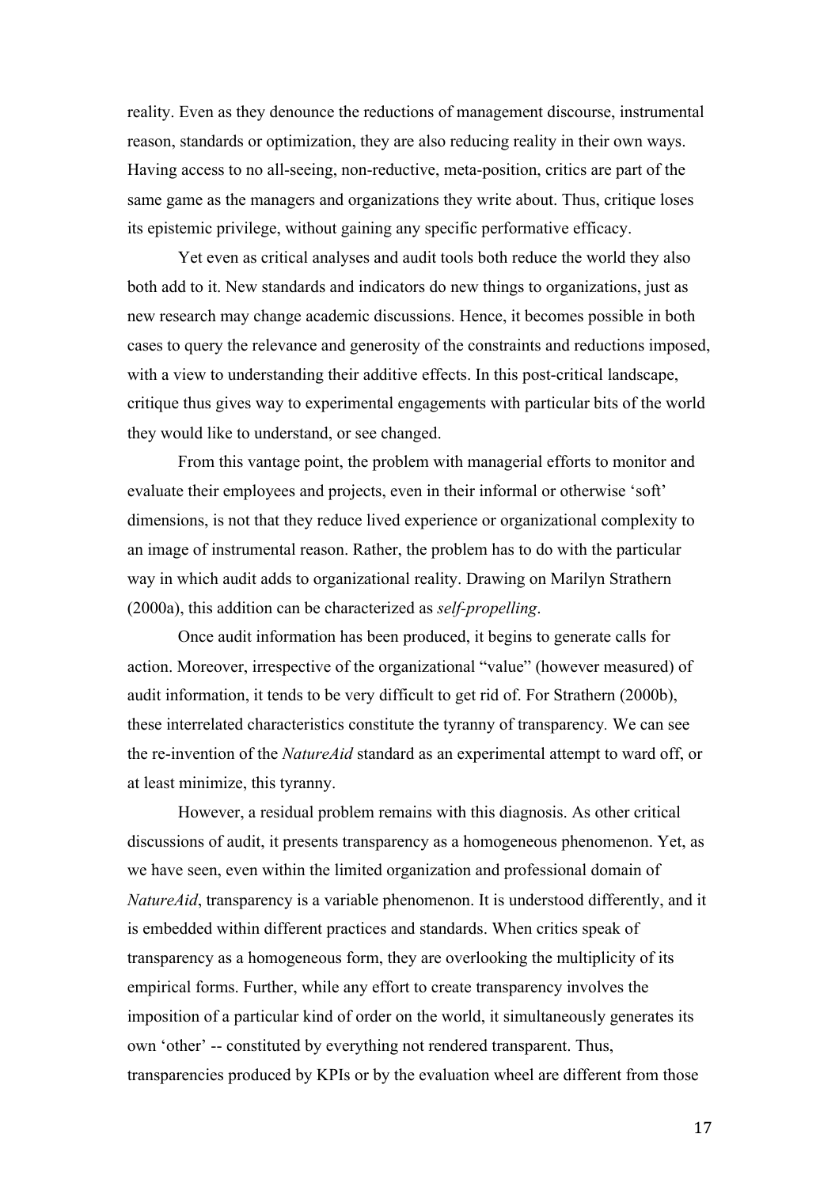reality. Even as they denounce the reductions of management discourse, instrumental reason, standards or optimization, they are also reducing reality in their own ways. Having access to no all-seeing, non-reductive, meta-position, critics are part of the same game as the managers and organizations they write about. Thus, critique loses its epistemic privilege, without gaining any specific performative efficacy.

Yet even as critical analyses and audit tools both reduce the world they also both add to it. New standards and indicators do new things to organizations, just as new research may change academic discussions. Hence, it becomes possible in both cases to query the relevance and generosity of the constraints and reductions imposed, with a view to understanding their additive effects. In this post-critical landscape, critique thus gives way to experimental engagements with particular bits of the world they would like to understand, or see changed.

From this vantage point, the problem with managerial efforts to monitor and evaluate their employees and projects, even in their informal or otherwise 'soft' dimensions, is not that they reduce lived experience or organizational complexity to an image of instrumental reason. Rather, the problem has to do with the particular way in which audit adds to organizational reality. Drawing on Marilyn Strathern (2000a), this addition can be characterized as *self-propelling*.

Once audit information has been produced, it begins to generate calls for action. Moreover, irrespective of the organizational "value" (however measured) of audit information, it tends to be very difficult to get rid of. For Strathern (2000b), these interrelated characteristics constitute the tyranny of transparency. We can see the re-invention of the *NatureAid* standard as an experimental attempt to ward off, or at least minimize, this tyranny.

However, a residual problem remains with this diagnosis. As other critical discussions of audit, it presents transparency as a homogeneous phenomenon. Yet, as we have seen, even within the limited organization and professional domain of *NatureAid*, transparency is a variable phenomenon. It is understood differently, and it is embedded within different practices and standards. When critics speak of transparency as a homogeneous form, they are overlooking the multiplicity of its empirical forms. Further, while any effort to create transparency involves the imposition of a particular kind of order on the world, it simultaneously generates its own 'other' -- constituted by everything not rendered transparent. Thus, transparencies produced by KPIs or by the evaluation wheel are different from those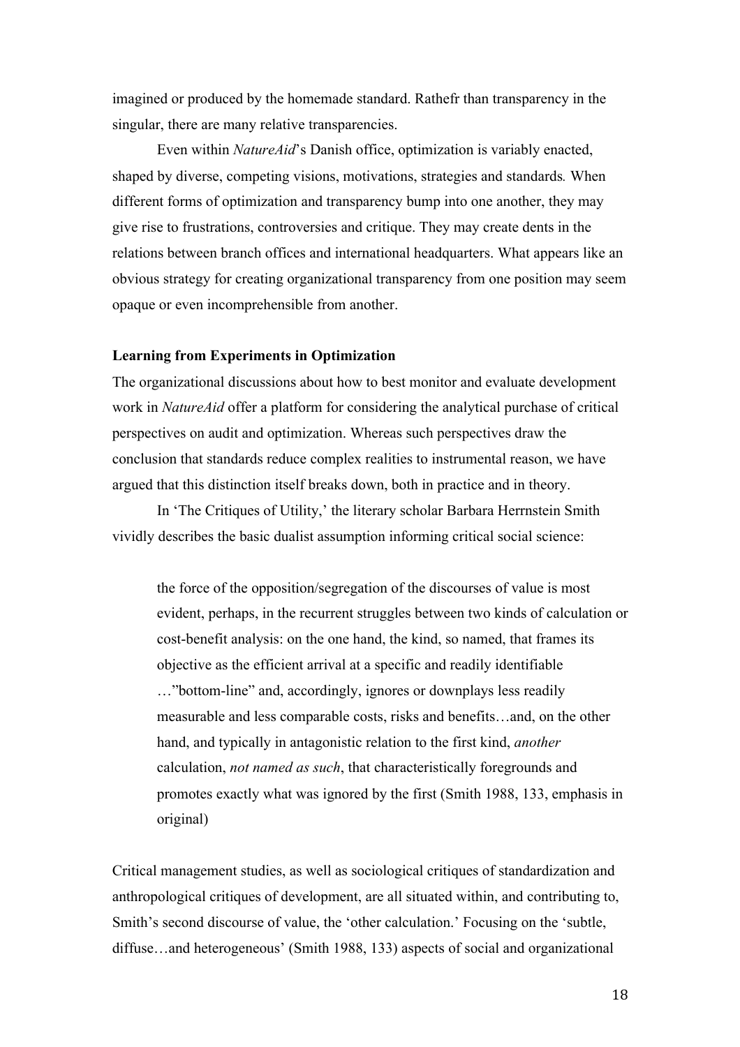imagined or produced by the homemade standard. Rathefr than transparency in the singular, there are many relative transparencies.

Even within *NatureAid*'s Danish office, optimization is variably enacted, shaped by diverse, competing visions, motivations, strategies and standards*.* When different forms of optimization and transparency bump into one another, they may give rise to frustrations, controversies and critique. They may create dents in the relations between branch offices and international headquarters. What appears like an obvious strategy for creating organizational transparency from one position may seem opaque or even incomprehensible from another.

**Learning from Experiments in Optimization**

The organizational discussions about how to best monitor and evaluate development work in *NatureAid* offer a platform for considering the analytical purchase of critical perspectives on audit and optimization. Whereas such perspectives draw the conclusion that standards reduce complex realities to instrumental reason, we have argued that this distinction itself breaks down, both in practice and in theory.

In 'The Critiques of Utility,' the literary scholar Barbara Herrnstein Smith vividly describes the basic dualist assumption informing critical social science:

> the force of the opposition/segregation of the discourses of value is most evident, perhaps, in the recurrent struggles between two kinds of calculation or cost-benefit analysis: on the one hand, the kind, so named, that frames its objective as the efficient arrival at a specific and readily identifiable …"bottom-line" and, accordingly, ignores or downplays less readily measurable and less comparable costs, risks and benefits…and, on the other hand, and typically in antagonistic relation to the first kind, *another* calculation, *not named as such*, that characteristically foregrounds and promotes exactly what was ignored by the first (Smith 1988, 133, emphasis in original)

Critical management studies, as well as sociological critiques of standardization and anthropological critiques of development, are all situated within, and contributing to, Smith's second discourse of value, the 'other calculation.' Focusing on the 'subtle, diffuse…and heterogeneous' (Smith 1988, 133) aspects of social and organizational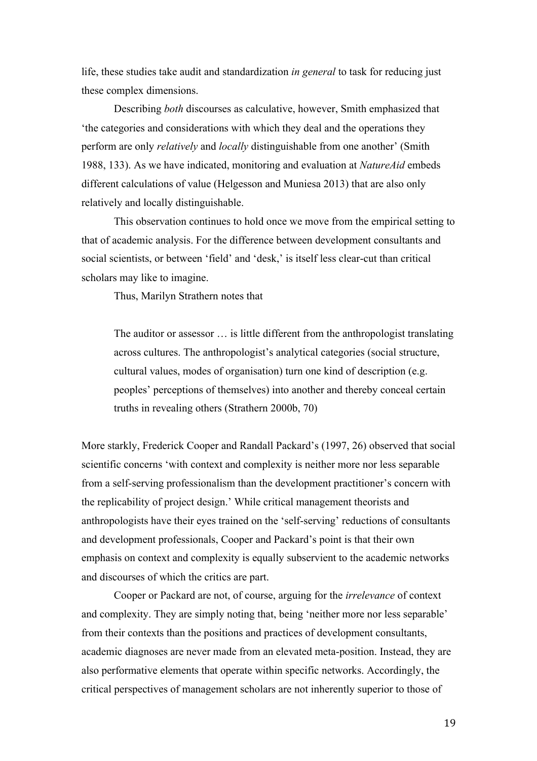life, these studies take audit and standardization *in general* to task for reducing just these complex dimensions.

Describing *both* discourses as calculative, however, Smith emphasized that 'the categories and considerations with which they deal and the operations they perform are only *relatively* and *locally* distinguishable from one another' (Smith 1988, 133). As we have indicated, monitoring and evaluation at *NatureAid* embeds different calculations of value (Helgesson and Muniesa 2013) that are also only relatively and locally distinguishable.

This observation continues to hold once we move from the empirical setting to that of academic analysis. For the difference between development consultants and social scientists, or between 'field' and 'desk,' is itself less clear-cut than critical scholars may like to imagine.

Thus, Marilyn Strathern notes that

> The auditor or assessor … is little different from the anthropologist translating across cultures. The anthropologist's analytical categories (social structure, cultural values, modes of organisation) turn one kind of description (e.g. peoples' perceptions of themselves) into another and thereby conceal certain truths in revealing others (Strathern 2000b, 70)

More starkly, Frederick Cooper and Randall Packard's (1997, 26) observed that social scientific concerns 'with context and complexity is neither more nor less separable from a self-serving professionalism than the development practitioner's concern with the replicability of project design.' While critical management theorists and anthropologists have their eyes trained on the 'self-serving' reductions of consultants and development professionals, Cooper and Packard's point is that their own emphasis on context and complexity is equally subservient to the academic networks and discourses of which the critics are part.

Cooper or Packard are not, of course, arguing for the *irrelevance* of context and complexity. They are simply noting that, being 'neither more nor less separable' from their contexts than the positions and practices of development consultants, academic diagnoses are never made from an elevated meta-position. Instead, they are also performative elements that operate within specific networks. Accordingly, the critical perspectives of management scholars are not inherently superior to those of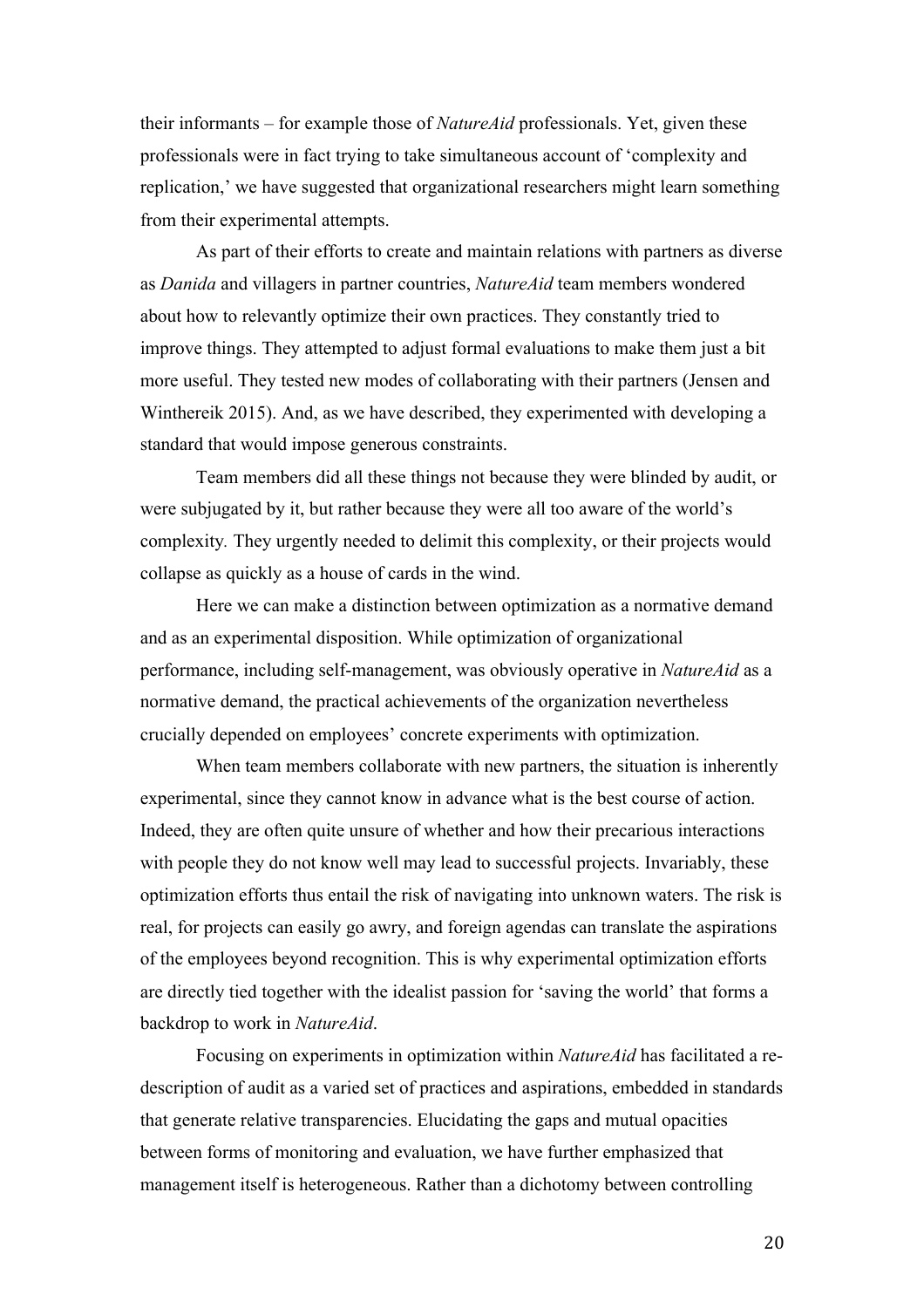their informants – for example those of *NatureAid* professionals. Yet, given these professionals were in fact trying to take simultaneous account of 'complexity and replication,' we have suggested that organizational researchers might learn something from their experimental attempts.

As part of their efforts to create and maintain relations with partners as diverse as *Danida* and villagers in partner countries, *NatureAid* team members wondered about how to relevantly optimize their own practices. They constantly tried to improve things. They attempted to adjust formal evaluations to make them just a bit more useful. They tested new modes of collaborating with their partners (Jensen and Winthereik 2015). And, as we have described, they experimented with developing a standard that would impose generous constraints.

Team members did all these things not because they were blinded by audit, or were subjugated by it, but rather because they were all too aware of the world's complexity. They urgently needed to delimit this complexity, or their projects would collapse as quickly as a house of cards in the wind.

Here we can make a distinction between optimization as a normative demand and as an experimental disposition. While optimization of organizational performance, including self-management, was obviously operative in *NatureAid* as a normative demand, the practical achievements of the organization nevertheless crucially depended on employees' concrete experiments with optimization.

When team members collaborate with new partners, the situation is inherently experimental, since they cannot know in advance what is the best course of action. Indeed, they are often quite unsure of whether and how their precarious interactions with people they do not know well may lead to successful projects. Invariably, these optimization efforts thus entail the risk of navigating into unknown waters. The risk is real, for projects can easily go awry, and foreign agendas can translate the aspirations of the employees beyond recognition. This is why experimental optimization efforts are directly tied together with the idealist passion for 'saving the world' that forms a backdrop to work in *NatureAid*.

Focusing on experiments in optimization within *NatureAid* has facilitated a re-description of audit as a varied set of practices and aspirations, embedded in standards that generate relative transparencies. Elucidating the gaps and mutual opacities between forms of monitoring and evaluation, we have further emphasized that management itself is heterogeneous. Rather than a dichotomy between controlling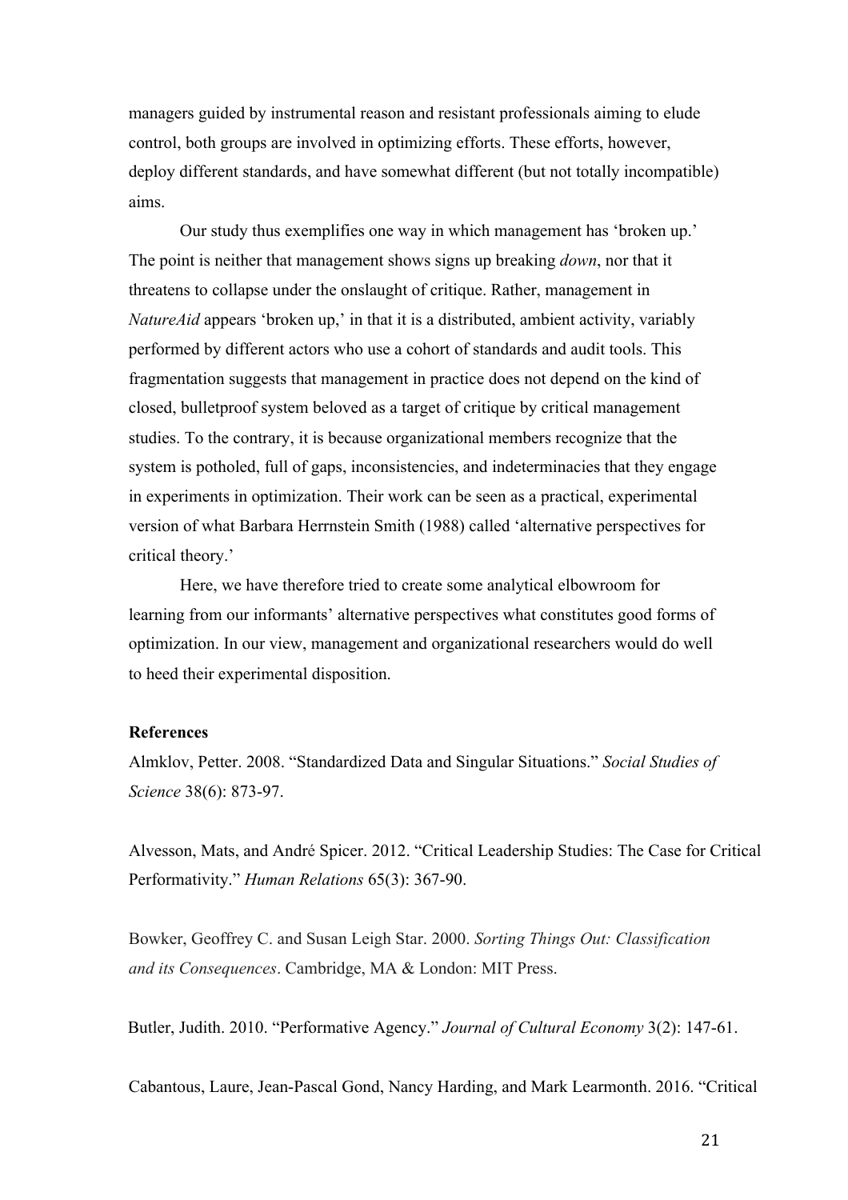managers guided by instrumental reason and resistant professionals aiming to elude control, both groups are involved in optimizing efforts. These efforts, however, deploy different standards, and have somewhat different (but not totally incompatible) aims.

Our study thus exemplifies one way in which management has 'broken up.' The point is neither that management shows signs up breaking *down*, nor that it threatens to collapse under the onslaught of critique. Rather, management in *NatureAid* appears 'broken up,' in that it is a distributed, ambient activity, variably performed by different actors who use a cohort of standards and audit tools. This fragmentation suggests that management in practice does not depend on the kind of closed, bulletproof system beloved as a target of critique by critical management studies. To the contrary, it is because organizational members recognize that the system is potholed, full of gaps, inconsistencies, and indeterminacies that they engage in experiments in optimization. Their work can be seen as a practical, experimental version of what Barbara Herrnstein Smith (1988) called 'alternative perspectives for critical theory.'

Here, we have therefore tried to create some analytical elbowroom for learning from our informants' alternative perspectives what constitutes good forms of optimization. In our view, management and organizational researchers would do well to heed their experimental disposition.

**References**

Almklov, Petter. 2008. "Standardized Data and Singular Situations." *Social Studies of Science* 38(6): 873-97.

Alvesson, Mats, and André Spicer. 2012. "Critical Leadership Studies: The Case for Critical Performativity." *Human Relations* 65(3): 367-90.

Bowker, Geoffrey C. and Susan Leigh Star. 2000. *Sorting Things Out: Classification and its Consequences*. Cambridge, MA & London: MIT Press.

Butler, Judith. 2010. "Performative Agency." *Journal of Cultural Economy* 3(2): 147-61.

Cabantous, Laure, Jean-Pascal Gond, Nancy Harding, and Mark Learmonth. 2016. "Critical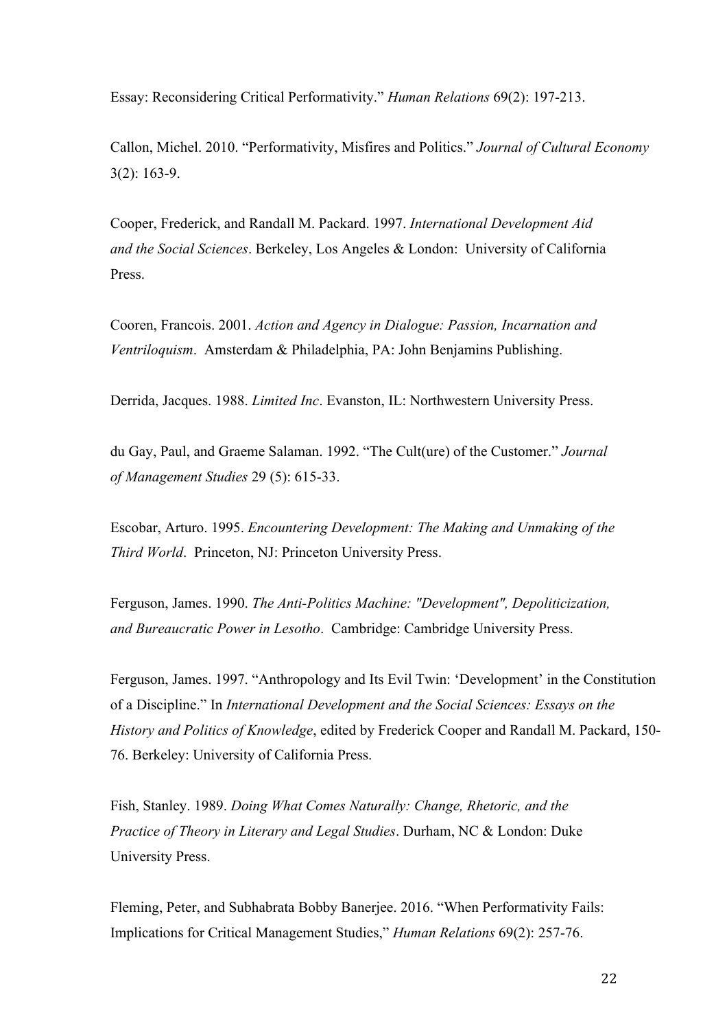Essay: Reconsidering Critical Performativity." *Human Relations* 69(2): 197-213.

Callon, Michel. 2010. "Performativity, Misfires and Politics." *Journal of Cultural Economy* 3(2): 163-9.

Cooper, Frederick, and Randall M. Packard. 1997. *International Development Aid and the Social Sciences*. Berkeley, Los Angeles & London: University of California Press.

Cooren, Francois. 2001. *Action and Agency in Dialogue: Passion, Incarnation and Ventriloquism*. Amsterdam & Philadelphia, PA: John Benjamins Publishing.

Derrida, Jacques. 1988. *Limited Inc*. Evanston, IL: Northwestern University Press.

du Gay, Paul, and Graeme Salaman. 1992. "The Cult(ure) of the Customer." *Journal of Management Studies* 29 (5): 615-33.

Escobar, Arturo. 1995. *Encountering Development: The Making and Unmaking of the Third World*. Princeton, NJ: Princeton University Press.

Ferguson, James. 1990. *The Anti-Politics Machine: "Development", Depoliticization, and Bureaucratic Power in Lesotho*. Cambridge: Cambridge University Press.

Ferguson, James. 1997. "Anthropology and Its Evil Twin: 'Development' in the Constitution of a Discipline." In *International Development and the Social Sciences: Essays on the History and Politics of Knowledge*, edited by Frederick Cooper and Randall M. Packard, 150-76. Berkeley: University of California Press.

Fish, Stanley. 1989. *Doing What Comes Naturally: Change, Rhetoric, and the Practice of Theory in Literary and Legal Studies*. Durham, NC & London: Duke University Press.

Fleming, Peter, and Subhabrata Bobby Banerjee. 2016. "When Performativity Fails: Implications for Critical Management Studies," *Human Relations* 69(2): 257-76.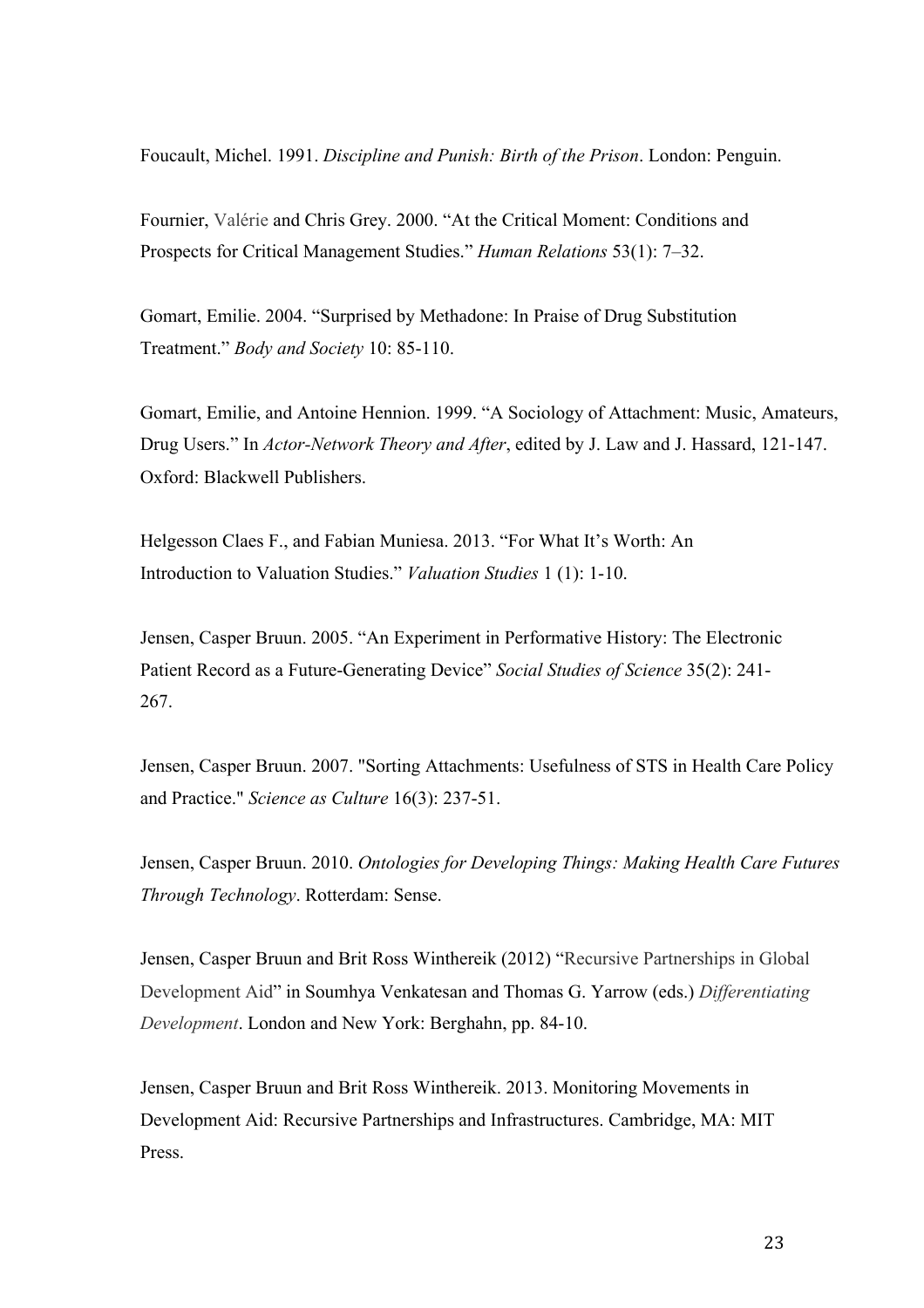Foucault, Michel. 1991. *Discipline and Punish: Birth of the Prison*. London: Penguin.

Fournier, Valérie and Chris Grey. 2000. "At the Critical Moment: Conditions and Prospects for Critical Management Studies." *Human Relations* 53(1): 7–32.

Gomart, Emilie. 2004. "Surprised by Methadone: In Praise of Drug Substitution Treatment." *Body and Society* 10: 85-110.

Gomart, Emilie, and Antoine Hennion. 1999. "A Sociology of Attachment: Music, Amateurs, Drug Users." In *Actor-Network Theory and After*, edited by J. Law and J. Hassard, 121-147. Oxford: Blackwell Publishers.

Helgesson Claes F., and Fabian Muniesa. 2013. "For What It's Worth: An Introduction to Valuation Studies." *Valuation Studies* 1 (1): 1-10.

Jensen, Casper Bruun. 2005. "An Experiment in Performative History: The Electronic Patient Record as a Future-Generating Device" *Social Studies of Science* 35(2): 241-267.

Jensen, Casper Bruun. 2007. "Sorting Attachments: Usefulness of STS in Health Care Policy and Practice." *Science as Culture* 16(3): 237-51.

Jensen, Casper Bruun. 2010. *Ontologies for Developing Things: Making Health Care Futures Through Technology*. Rotterdam: Sense.

Jensen, Casper Bruun and Brit Ross Winthereik (2012) "Recursive Partnerships in Global Development Aid" in Soumhya Venkatesan and Thomas G. Yarrow (eds.) *Differentiating Development*. London and New York: Berghahn, pp. 84-10.

Jensen, Casper Bruun and Brit Ross Winthereik. 2013. Monitoring Movements in Development Aid: Recursive Partnerships and Infrastructures. Cambridge, MA: MIT Press.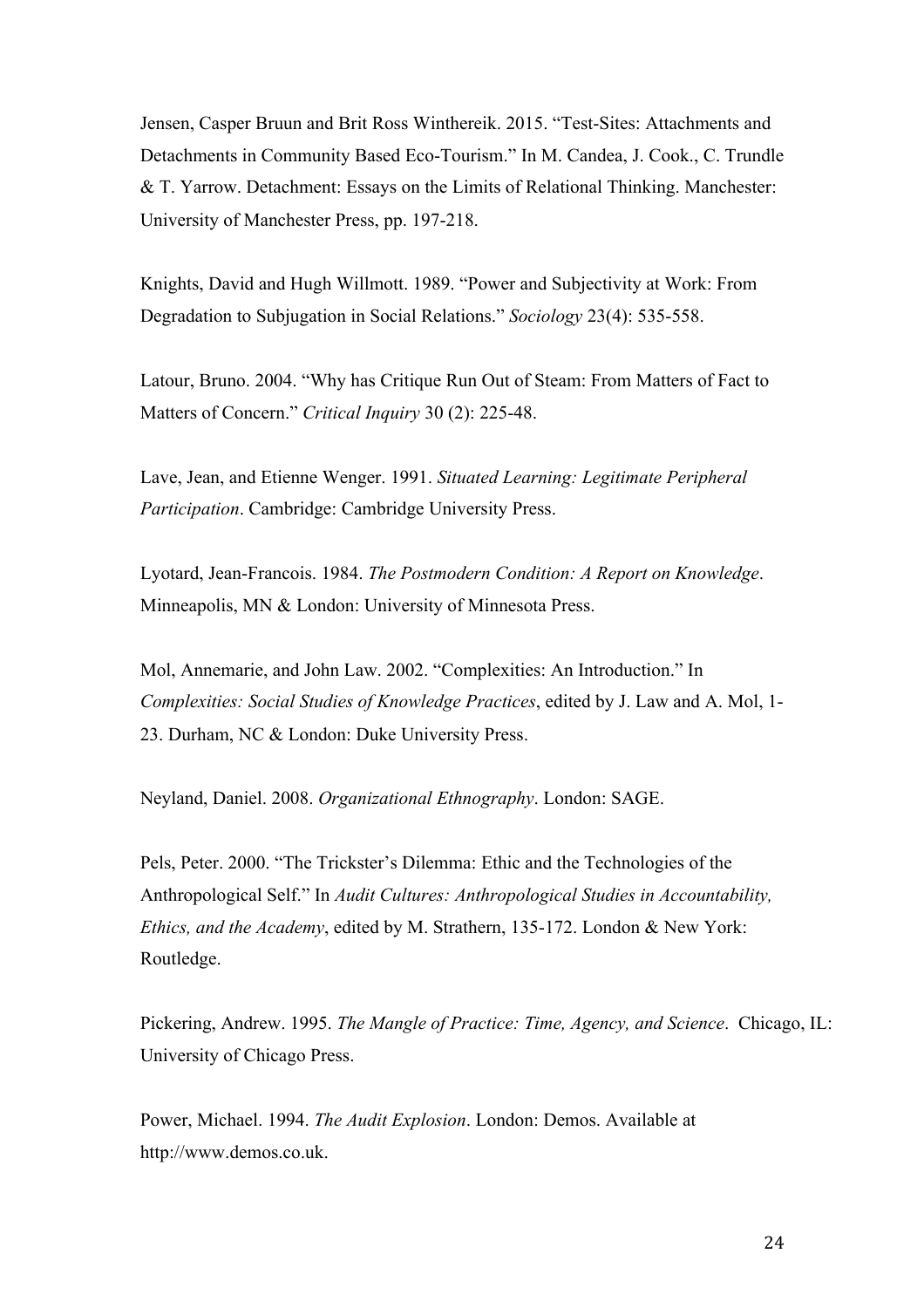Jensen, Casper Bruun and Brit Ross Winthereik. 2015. "Test-Sites: Attachments and Detachments in Community Based Eco-Tourism." In M. Candea, J. Cook., C. Trundle & T. Yarrow. Detachment: Essays on the Limits of Relational Thinking. Manchester: University of Manchester Press, pp. 197-218.

Knights, David and Hugh Willmott. 1989. "Power and Subjectivity at Work: From Degradation to Subjugation in Social Relations." *Sociology* 23(4): 535-558.

Latour, Bruno. 2004. "Why has Critique Run Out of Steam: From Matters of Fact to Matters of Concern." *Critical Inquiry* 30 (2): 225-48.

Lave, Jean, and Etienne Wenger. 1991. *Situated Learning: Legitimate Peripheral Participation*. Cambridge: Cambridge University Press.

Lyotard, Jean-Francois. 1984. *The Postmodern Condition: A Report on Knowledge*. Minneapolis, MN & London: University of Minnesota Press.

Mol, Annemarie, and John Law. 2002. "Complexities: An Introduction." In *Complexities: Social Studies of Knowledge Practices*, edited by J. Law and A. Mol, 1-23. Durham, NC & London: Duke University Press.

Neyland, Daniel. 2008. *Organizational Ethnography*. London: SAGE.

Pels, Peter. 2000. "The Trickster's Dilemma: Ethic and the Technologies of the Anthropological Self." In *Audit Cultures: Anthropological Studies in Accountability, Ethics, and the Academy*, edited by M. Strathern, 135-172. London & New York: Routledge.

Pickering, Andrew. 1995. *The Mangle of Practice: Time, Agency, and Science*. Chicago, IL: University of Chicago Press.

Power, Michael. 1994. *The Audit Explosion*. London: Demos. Available at http://www.demos.co.uk.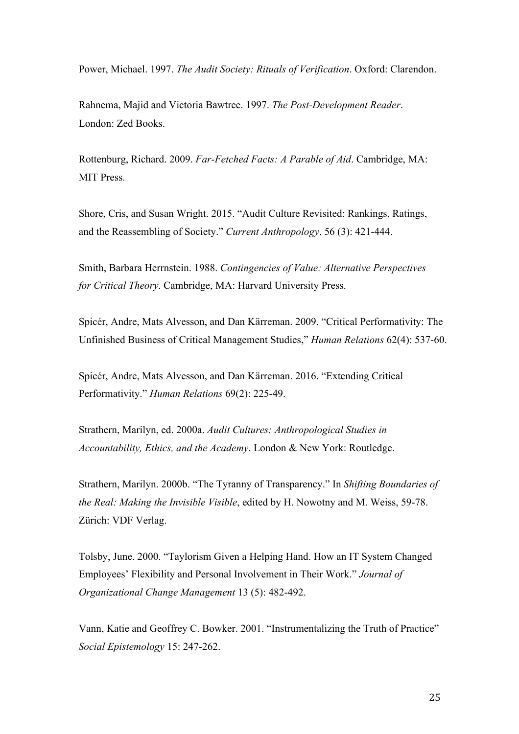Power, Michael. 1997. *The Audit Society: Rituals of Verification*. Oxford: Clarendon.

Rahnema, Majid and Victoria Bawtree. 1997. *The Post-Development Reader*. London: Zed Books.

Rottenburg, Richard. 2009. *Far-Fetched Facts: A Parable of Aid*. Cambridge, MA: MIT Press.

Shore, Cris, and Susan Wright. 2015. "Audit Culture Revisited: Rankings, Ratings, and the Reassembling of Society." *Current Anthropology*. 56 (3): 421-444.

Smith, Barbara Herrnstein. 1988. *Contingencies of Value: Alternative Perspectives for Critical Theory*. Cambridge, MA: Harvard University Press.

Spicér, Andre, Mats Alvesson, and Dan Kärreman. 2009. "Critical Performativity: The Unfinished Business of Critical Management Studies," *Human Relations* 62(4): 537-60.

Spicér, Andre, Mats Alvesson, and Dan Kärreman. 2016. "Extending Critical Performativity." *Human Relations* 69(2): 225-49.

Strathern, Marilyn, ed. 2000a. *Audit Cultures: Anthropological Studies in Accountability, Ethics, and the Academy*. London & New York: Routledge.

Strathern, Marilyn. 2000b. "The Tyranny of Transparency." In *Shifting Boundaries of the Real: Making the Invisible Visible*, edited by H. Nowotny and M. Weiss, 59-78. Zürich: VDF Verlag.

Tolsby, June. 2000. "Taylorism Given a Helping Hand. How an IT System Changed Employees' Flexibility and Personal Involvement in Their Work." *Journal of Organizational Change Management* 13 (5): 482-492.

Vann, Katie and Geoffrey C. Bowker. 2001. "Instrumentalizing the Truth of Practice" *Social Epistemology* 15: 247-262.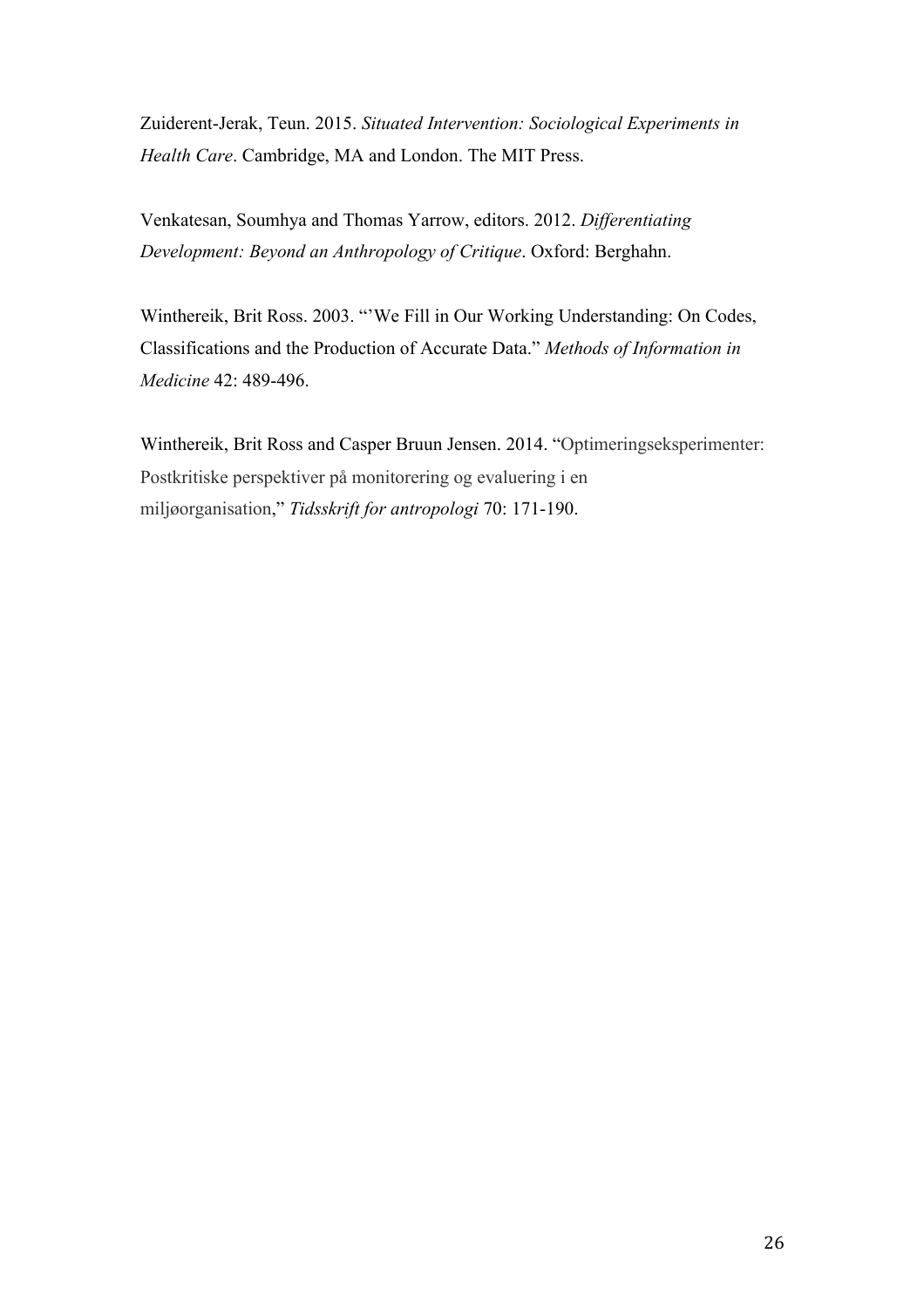Zuiderent-Jerak, Teun. 2015. *Situated Intervention: Sociological Experiments in Health Care*. Cambridge, MA and London. The MIT Press.

Venkatesan, Soumhya and Thomas Yarrow, editors. 2012. *Differentiating Development: Beyond an Anthropology of Critique*. Oxford: Berghahn.

Winthereik, Brit Ross. 2003. "'We Fill in Our Working Understanding: On Codes, Classifications and the Production of Accurate Data." *Methods of Information in Medicine* 42: 489-496.

Winthereik, Brit Ross and Casper Bruun Jensen. 2014. "Optimeringseksperimenter: Postkritiske perspektiver på monitorering og evaluering i en miljøorganisation," *Tidsskrift for antropologi* 70: 171-190.